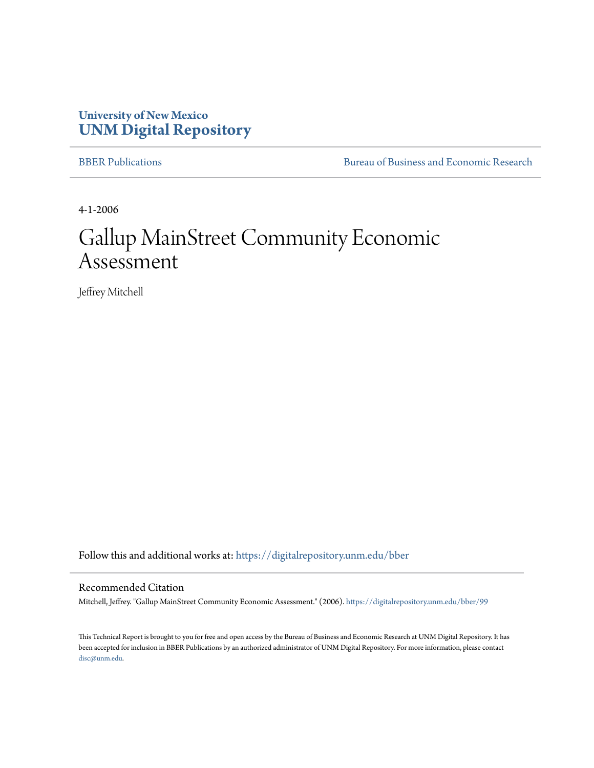University of New Mexico
**UNM Digital Repository**

BBER Publications | Bureau of Business and Economic Research

4-1-2006

# Gallup MainStreet Community Economic Assessment

Jeffrey Mitchell

Follow this and additional works at: https://digitalrepository.unm.edu/bber

## Recommended Citation

Mitchell, Jeffrey. "Gallup MainStreet Community Economic Assessment." (2006). https://digitalrepository.unm.edu/bber/99

This Technical Report is brought to you for free and open access by the Bureau of Business and Economic Research at UNM Digital Repository. It has been accepted for inclusion in BBER Publications by an authorized administrator of UNM Digital Repository. For more information, please contact disc@unm.edu.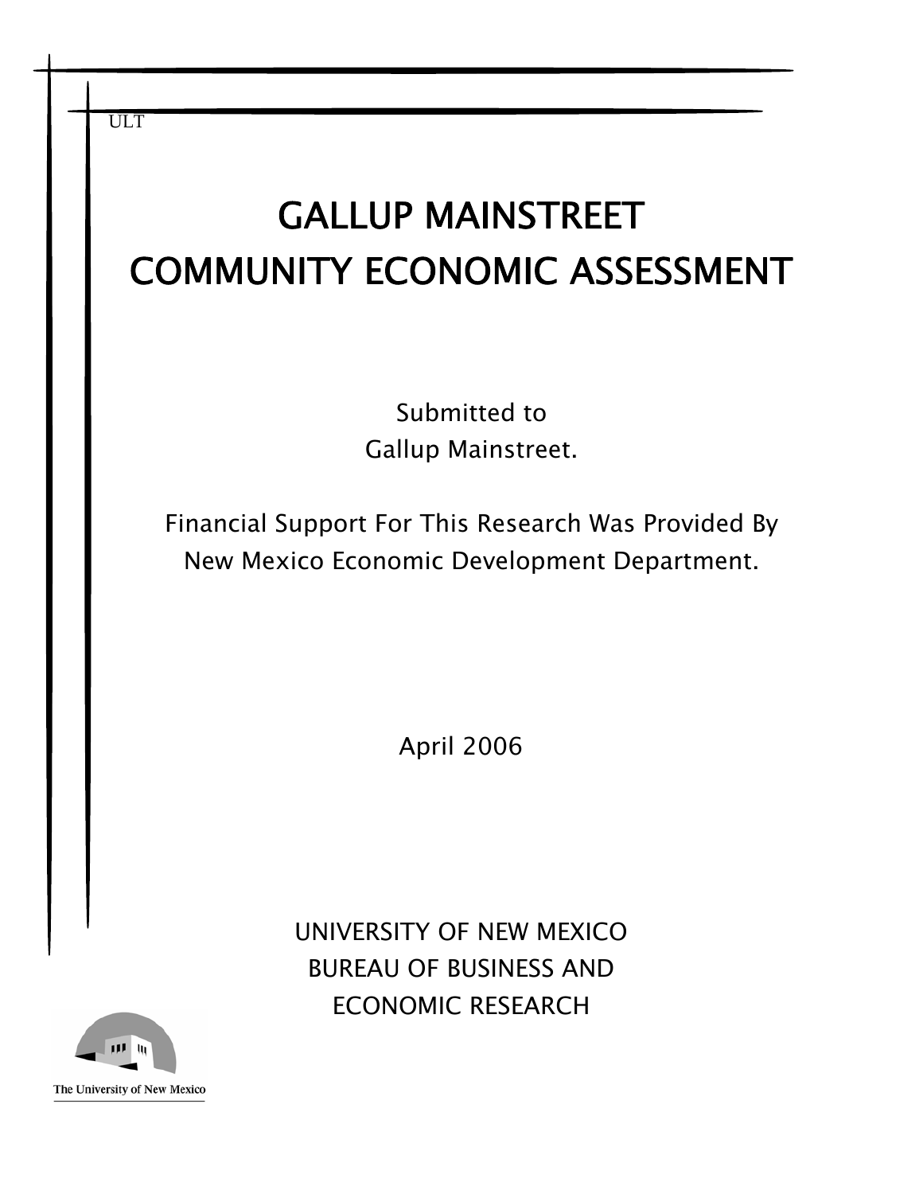ULT

# GALLUP MAINSTREET COMMUNITY ECONOMIC ASSESSMENT

Submitted to
Gallup Mainstreet.

Financial Support For This Research Was Provided By
New Mexico Economic Development Department.

April 2006

UNIVERSITY OF NEW MEXICO
BUREAU OF BUSINESS AND
ECONOMIC RESEARCH

The University of New Mexico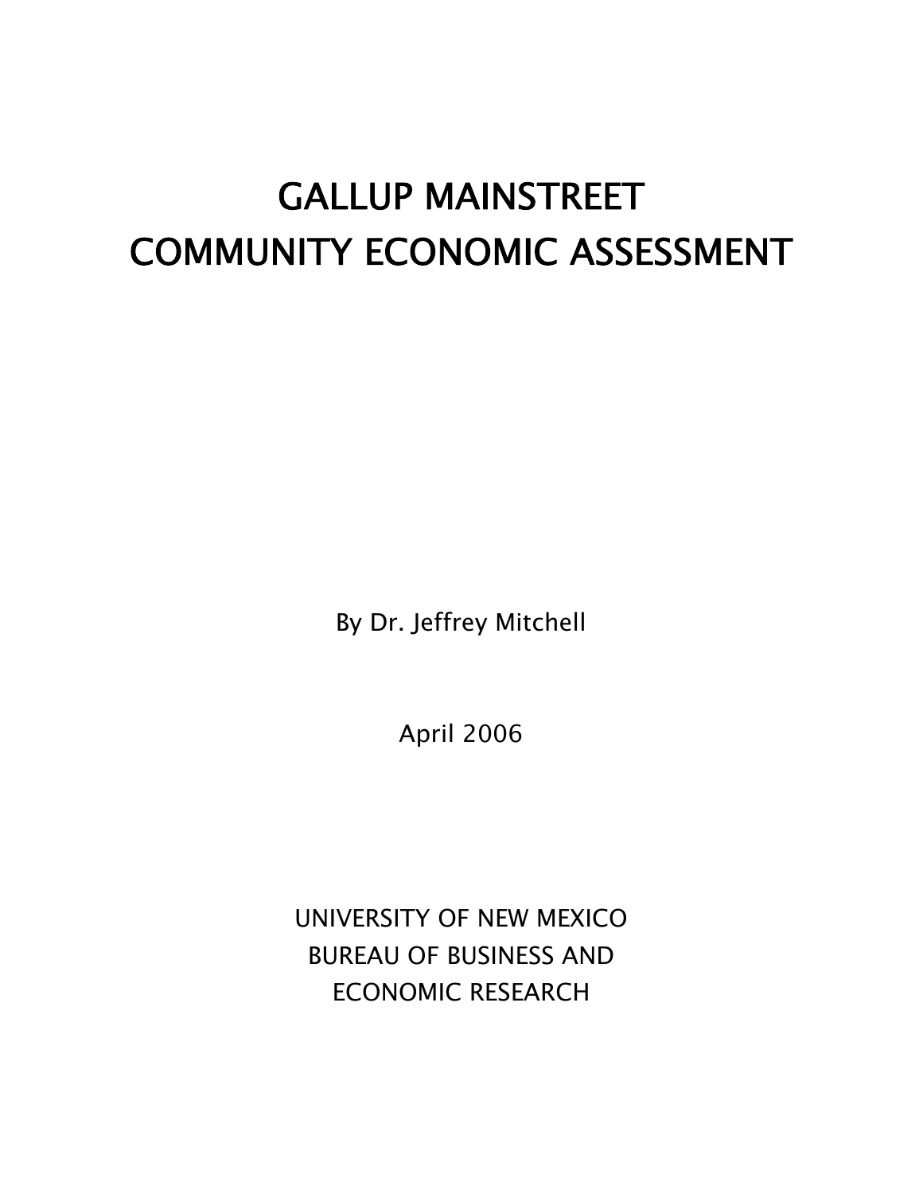# GALLUP MAINSTREET COMMUNITY ECONOMIC ASSESSMENT

By Dr. Jeffrey Mitchell

April 2006

UNIVERSITY OF NEW MEXICO
BUREAU OF BUSINESS AND
ECONOMIC RESEARCH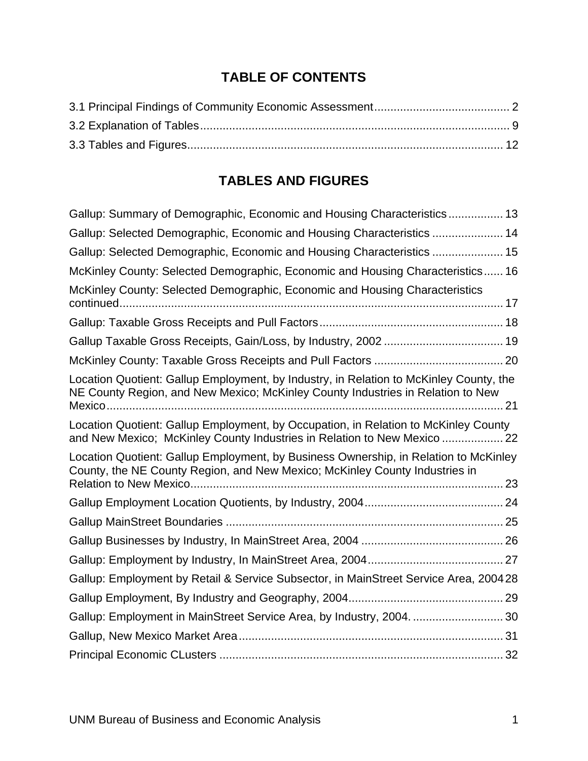# TABLE OF CONTENTS

3.1 Principal Findings of Community Economic Assessment .......................................... 2

3.2 Explanation of Tables ............................................................................................... 9

3.3 Tables and Figures.................................................................................................. 12

# TABLES AND FIGURES

Gallup: Summary of Demographic, Economic and Housing Characteristics ................. 13

Gallup: Selected Demographic, Economic and Housing Characteristics ...................... 14

Gallup: Selected Demographic, Economic and Housing Characteristics ...................... 15

McKinley County: Selected Demographic, Economic and Housing Characteristics...... 16

McKinley County: Selected Demographic, Economic and Housing Characteristics continued....................................................................................................................... 17

Gallup: Taxable Gross Receipts and Pull Factors......................................................... 18

Gallup Taxable Gross Receipts, Gain/Loss, by Industry, 2002 ..................................... 19

McKinley County: Taxable Gross Receipts and Pull Factors ........................................ 20

Location Quotient: Gallup Employment, by Industry, in Relation to McKinley County, the NE County Region, and New Mexico; McKinley County Industries in Relation to New Mexico........................................................................................................................... 21

Location Quotient: Gallup Employment, by Occupation, in Relation to McKinley County and New Mexico; McKinley County Industries in Relation to New Mexico ................... 22

Location Quotient: Gallup Employment, by Business Ownership, in Relation to McKinley County, the NE County Region, and New Mexico; McKinley County Industries in Relation to New Mexico................................................................................................ 23

Gallup Employment Location Quotients, by Industry, 2004........................................... 24

Gallup MainStreet Boundaries ...................................................................................... 25

Gallup Businesses by Industry, In MainStreet Area, 2004 ............................................ 26

Gallup: Employment by Industry, In MainStreet Area, 2004.......................................... 27

Gallup: Employment by Retail & Service Subsector, in MainStreet Service Area, 2004 28

Gallup Employment, By Industry and Geography, 2004................................................ 29

Gallup: Employment in MainStreet Service Area, by Industry, 2004. ............................ 30

Gallup, New Mexico Market Area.................................................................................. 31

Principal Economic CLusters ........................................................................................ 32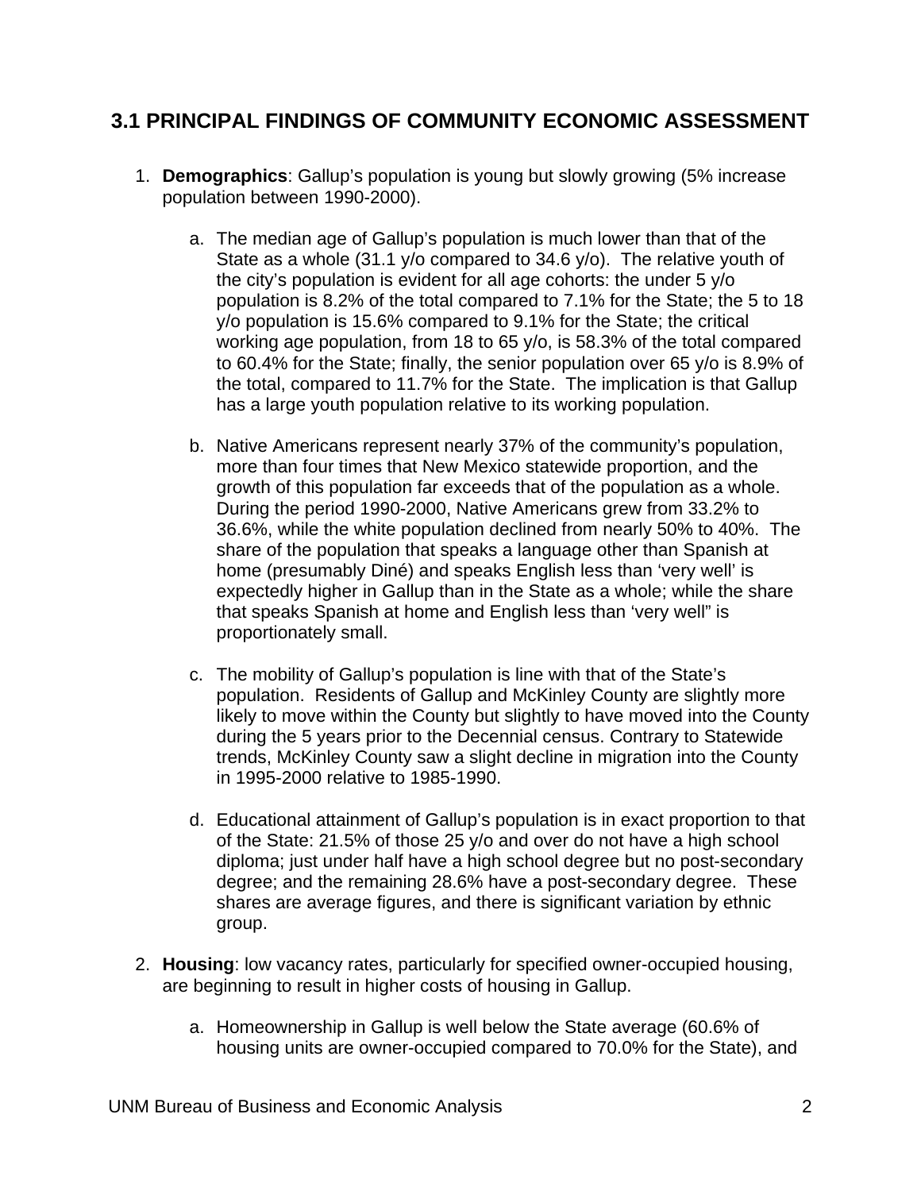## 3.1 PRINCIPAL FINDINGS OF COMMUNITY ECONOMIC ASSESSMENT

1. **Demographics**: Gallup's population is young but slowly growing (5% increase population between 1990-2000).

   a. The median age of Gallup's population is much lower than that of the State as a whole (31.1 y/o compared to 34.6 y/o). The relative youth of the city's population is evident for all age cohorts: the under 5 y/o population is 8.2% of the total compared to 7.1% for the State; the 5 to 18 y/o population is 15.6% compared to 9.1% for the State; the critical working age population, from 18 to 65 y/o, is 58.3% of the total compared to 60.4% for the State; finally, the senior population over 65 y/o is 8.9% of the total, compared to 11.7% for the State. The implication is that Gallup has a large youth population relative to its working population.

   b. Native Americans represent nearly 37% of the community's population, more than four times that New Mexico statewide proportion, and the growth of this population far exceeds that of the population as a whole. During the period 1990-2000, Native Americans grew from 33.2% to 36.6%, while the white population declined from nearly 50% to 40%. The share of the population that speaks a language other than Spanish at home (presumably Diné) and speaks English less than 'very well' is expectedly higher in Gallup than in the State as a whole; while the share that speaks Spanish at home and English less than 'very well" is proportionately small.

   c. The mobility of Gallup's population is line with that of the State's population. Residents of Gallup and McKinley County are slightly more likely to move within the County but slightly to have moved into the County during the 5 years prior to the Decennial census. Contrary to Statewide trends, McKinley County saw a slight decline in migration into the County in 1995-2000 relative to 1985-1990.

   d. Educational attainment of Gallup's population is in exact proportion to that of the State: 21.5% of those 25 y/o and over do not have a high school diploma; just under half have a high school degree but no post-secondary degree; and the remaining 28.6% have a post-secondary degree. These shares are average figures, and there is significant variation by ethnic group.

2. **Housing**: low vacancy rates, particularly for specified owner-occupied housing, are beginning to result in higher costs of housing in Gallup.

   a. Homeownership in Gallup is well below the State average (60.6% of housing units are owner-occupied compared to 70.0% for the State), and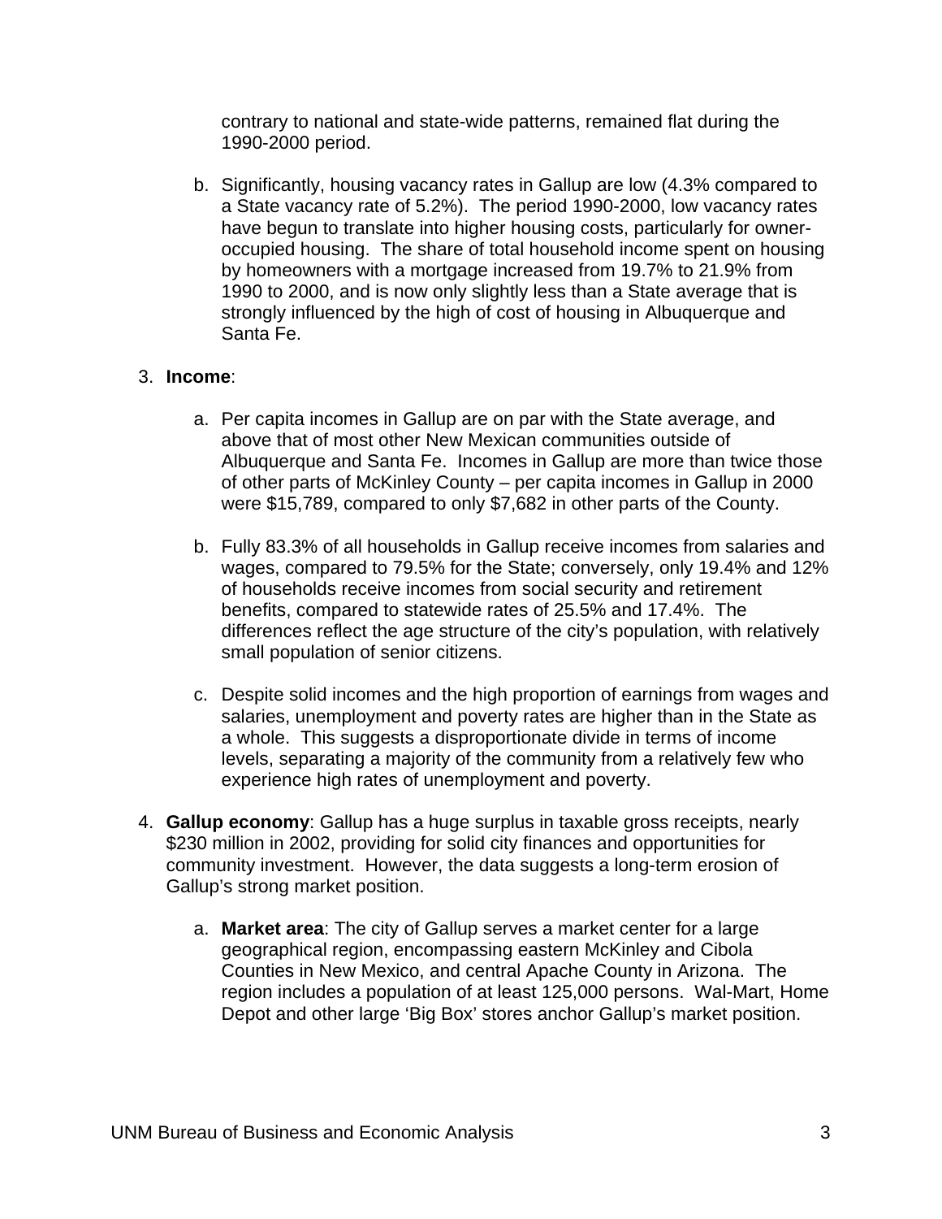contrary to national and state-wide patterns, remained flat during the 1990-2000 period.

b. Significantly, housing vacancy rates in Gallup are low (4.3% compared to a State vacancy rate of 5.2%). The period 1990-2000, low vacancy rates have begun to translate into higher housing costs, particularly for owner-occupied housing. The share of total household income spent on housing by homeowners with a mortgage increased from 19.7% to 21.9% from 1990 to 2000, and is now only slightly less than a State average that is strongly influenced by the high of cost of housing in Albuquerque and Santa Fe.

3. **Income**:

   a. Per capita incomes in Gallup are on par with the State average, and above that of most other New Mexican communities outside of Albuquerque and Santa Fe. Incomes in Gallup are more than twice those of other parts of McKinley County – per capita incomes in Gallup in 2000 were $15,789, compared to only $7,682 in other parts of the County.

   b. Fully 83.3% of all households in Gallup receive incomes from salaries and wages, compared to 79.5% for the State; conversely, only 19.4% and 12% of households receive incomes from social security and retirement benefits, compared to statewide rates of 25.5% and 17.4%. The differences reflect the age structure of the city's population, with relatively small population of senior citizens.

   c. Despite solid incomes and the high proportion of earnings from wages and salaries, unemployment and poverty rates are higher than in the State as a whole. This suggests a disproportionate divide in terms of income levels, separating a majority of the community from a relatively few who experience high rates of unemployment and poverty.

4. **Gallup economy**: Gallup has a huge surplus in taxable gross receipts, nearly $230 million in 2002, providing for solid city finances and opportunities for community investment. However, the data suggests a long-term erosion of Gallup's strong market position.

   a. **Market area**: The city of Gallup serves a market center for a large geographical region, encompassing eastern McKinley and Cibola Counties in New Mexico, and central Apache County in Arizona. The region includes a population of at least 125,000 persons. Wal-Mart, Home Depot and other large 'Big Box' stores anchor Gallup's market position.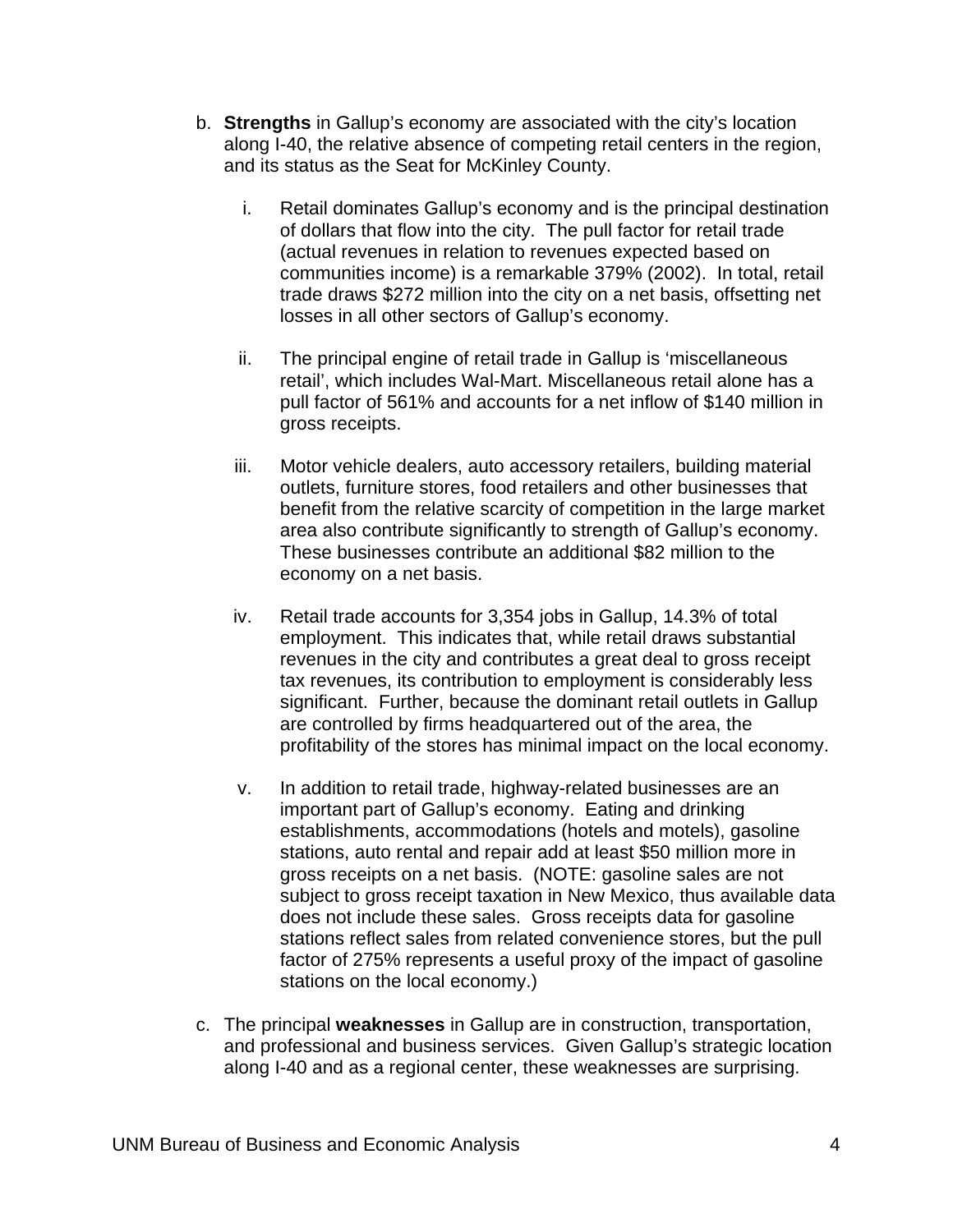b. **Strengths** in Gallup's economy are associated with the city's location along I-40, the relative absence of competing retail centers in the region, and its status as the Seat for McKinley County.

   i. Retail dominates Gallup's economy and is the principal destination of dollars that flow into the city. The pull factor for retail trade (actual revenues in relation to revenues expected based on communities income) is a remarkable 379% (2002). In total, retail trade draws $272 million into the city on a net basis, offsetting net losses in all other sectors of Gallup's economy.

   ii. The principal engine of retail trade in Gallup is 'miscellaneous retail', which includes Wal-Mart. Miscellaneous retail alone has a pull factor of 561% and accounts for a net inflow of $140 million in gross receipts.

   iii. Motor vehicle dealers, auto accessory retailers, building material outlets, furniture stores, food retailers and other businesses that benefit from the relative scarcity of competition in the large market area also contribute significantly to strength of Gallup's economy. These businesses contribute an additional $82 million to the economy on a net basis.

   iv. Retail trade accounts for 3,354 jobs in Gallup, 14.3% of total employment. This indicates that, while retail draws substantial revenues in the city and contributes a great deal to gross receipt tax revenues, its contribution to employment is considerably less significant. Further, because the dominant retail outlets in Gallup are controlled by firms headquartered out of the area, the profitability of the stores has minimal impact on the local economy.

   v. In addition to retail trade, highway-related businesses are an important part of Gallup's economy. Eating and drinking establishments, accommodations (hotels and motels), gasoline stations, auto rental and repair add at least $50 million more in gross receipts on a net basis. (NOTE: gasoline sales are not subject to gross receipt taxation in New Mexico, thus available data does not include these sales. Gross receipts data for gasoline stations reflect sales from related convenience stores, but the pull factor of 275% represents a useful proxy of the impact of gasoline stations on the local economy.)

c. The principal **weaknesses** in Gallup are in construction, transportation, and professional and business services. Given Gallup's strategic location along I-40 and as a regional center, these weaknesses are surprising.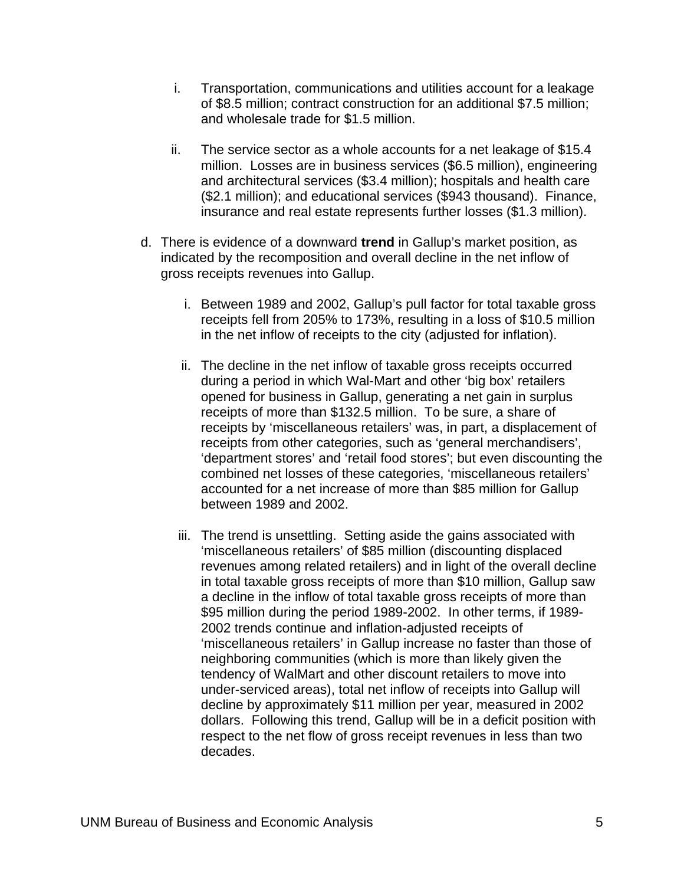i. Transportation, communications and utilities account for a leakage of $8.5 million; contract construction for an additional $7.5 million; and wholesale trade for $1.5 million.

   ii. The service sector as a whole accounts for a net leakage of $15.4 million. Losses are in business services ($6.5 million), engineering and architectural services ($3.4 million); hospitals and health care ($2.1 million); and educational services ($943 thousand). Finance, insurance and real estate represents further losses ($1.3 million).

d. There is evidence of a downward **trend** in Gallup's market position, as indicated by the recomposition and overall decline in the net inflow of gross receipts revenues into Gallup.

   i. Between 1989 and 2002, Gallup's pull factor for total taxable gross receipts fell from 205% to 173%, resulting in a loss of $10.5 million in the net inflow of receipts to the city (adjusted for inflation).

   ii. The decline in the net inflow of taxable gross receipts occurred during a period in which Wal-Mart and other 'big box' retailers opened for business in Gallup, generating a net gain in surplus receipts of more than $132.5 million. To be sure, a share of receipts by 'miscellaneous retailers' was, in part, a displacement of receipts from other categories, such as 'general merchandisers', 'department stores' and 'retail food stores'; but even discounting the combined net losses of these categories, 'miscellaneous retailers' accounted for a net increase of more than $85 million for Gallup between 1989 and 2002.

   iii. The trend is unsettling. Setting aside the gains associated with 'miscellaneous retailers' of $85 million (discounting displaced revenues among related retailers) and in light of the overall decline in total taxable gross receipts of more than $10 million, Gallup saw a decline in the inflow of total taxable gross receipts of more than $95 million during the period 1989-2002. In other terms, if 1989-2002 trends continue and inflation-adjusted receipts of 'miscellaneous retailers' in Gallup increase no faster than those of neighboring communities (which is more than likely given the tendency of WalMart and other discount retailers to move into under-serviced areas), total net inflow of receipts into Gallup will decline by approximately $11 million per year, measured in 2002 dollars. Following this trend, Gallup will be in a deficit position with respect to the net flow of gross receipt revenues in less than two decades.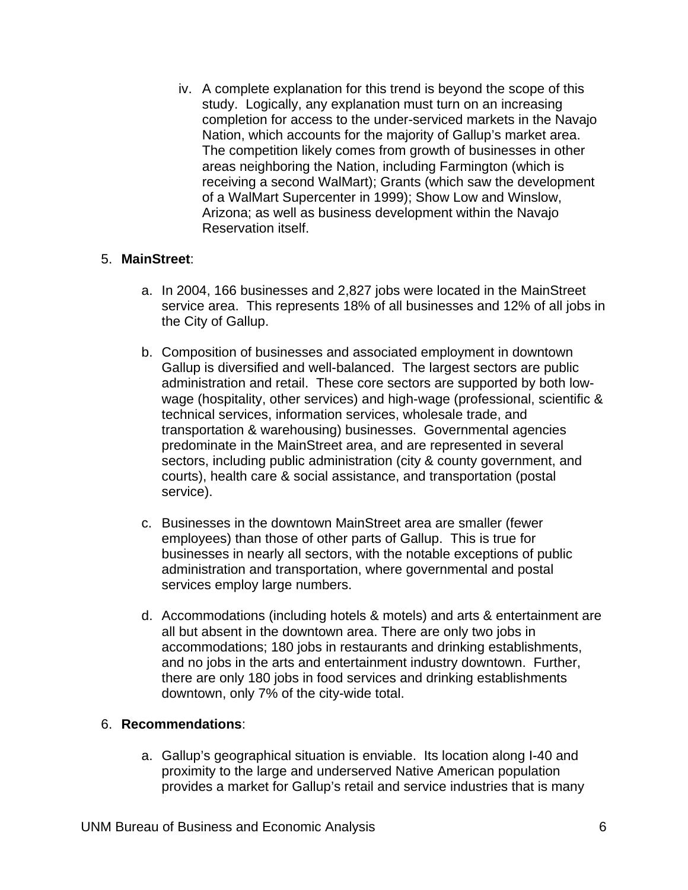iv. A complete explanation for this trend is beyond the scope of this study. Logically, any explanation must turn on an increasing completion for access to the under-serviced markets in the Navajo Nation, which accounts for the majority of Gallup's market area. The competition likely comes from growth of businesses in other areas neighboring the Nation, including Farmington (which is receiving a second WalMart); Grants (which saw the development of a WalMart Supercenter in 1999); Show Low and Winslow, Arizona; as well as business development within the Navajo Reservation itself.

5. **MainStreet**:

   a. In 2004, 166 businesses and 2,827 jobs were located in the MainStreet service area. This represents 18% of all businesses and 12% of all jobs in the City of Gallup.

   b. Composition of businesses and associated employment in downtown Gallup is diversified and well-balanced. The largest sectors are public administration and retail. These core sectors are supported by both low-wage (hospitality, other services) and high-wage (professional, scientific & technical services, information services, wholesale trade, and transportation & warehousing) businesses. Governmental agencies predominate in the MainStreet area, and are represented in several sectors, including public administration (city & county government, and courts), health care & social assistance, and transportation (postal service).

   c. Businesses in the downtown MainStreet area are smaller (fewer employees) than those of other parts of Gallup. This is true for businesses in nearly all sectors, with the notable exceptions of public administration and transportation, where governmental and postal services employ large numbers.

   d. Accommodations (including hotels & motels) and arts & entertainment are all but absent in the downtown area. There are only two jobs in accommodations; 180 jobs in restaurants and drinking establishments, and no jobs in the arts and entertainment industry downtown. Further, there are only 180 jobs in food services and drinking establishments downtown, only 7% of the city-wide total.

6. **Recommendations**:

   a. Gallup's geographical situation is enviable. Its location along I-40 and proximity to the large and underserved Native American population provides a market for Gallup's retail and service industries that is many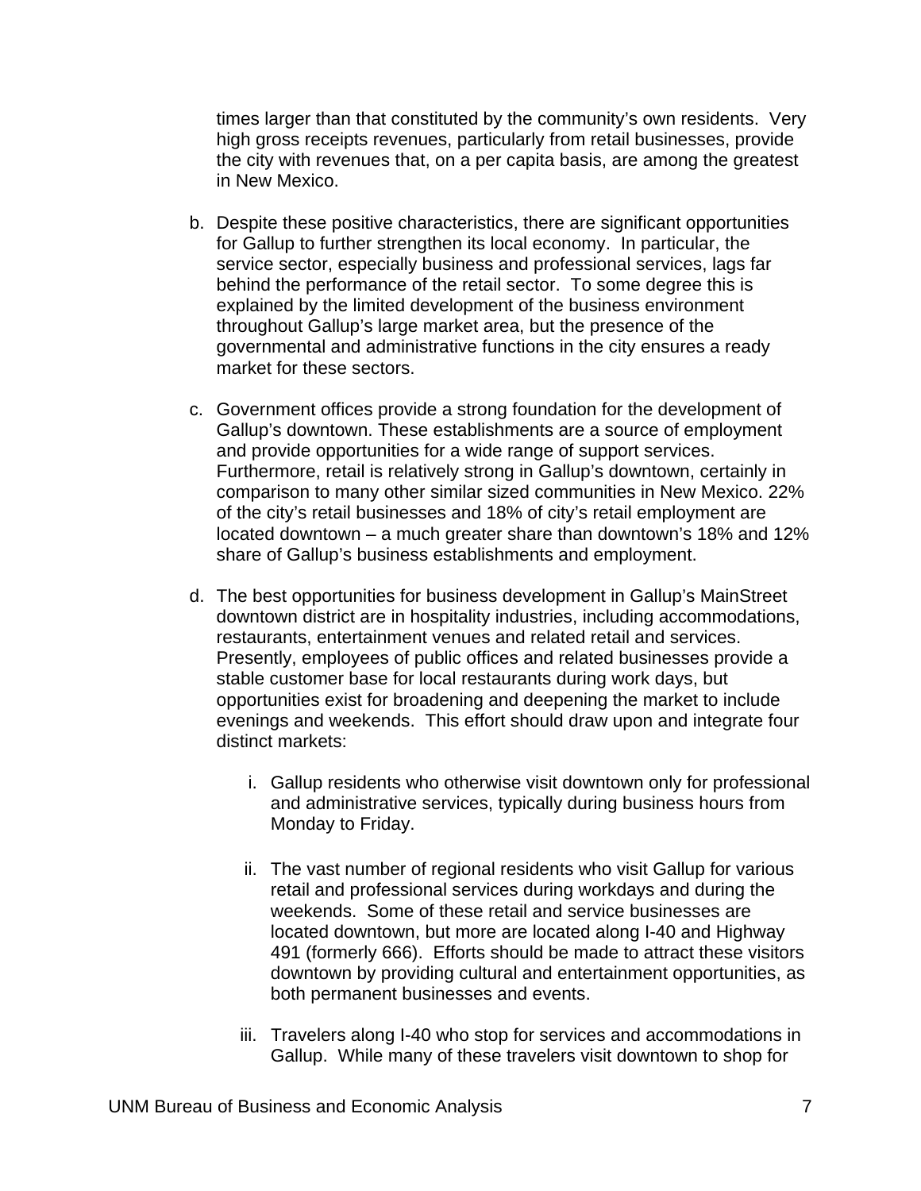times larger than that constituted by the community's own residents. Very high gross receipts revenues, particularly from retail businesses, provide the city with revenues that, on a per capita basis, are among the greatest in New Mexico.

b. Despite these positive characteristics, there are significant opportunities for Gallup to further strengthen its local economy. In particular, the service sector, especially business and professional services, lags far behind the performance of the retail sector. To some degree this is explained by the limited development of the business environment throughout Gallup's large market area, but the presence of the governmental and administrative functions in the city ensures a ready market for these sectors.

c. Government offices provide a strong foundation for the development of Gallup's downtown. These establishments are a source of employment and provide opportunities for a wide range of support services. Furthermore, retail is relatively strong in Gallup's downtown, certainly in comparison to many other similar sized communities in New Mexico. 22% of the city's retail businesses and 18% of city's retail employment are located downtown – a much greater share than downtown's 18% and 12% share of Gallup's business establishments and employment.

d. The best opportunities for business development in Gallup's MainStreet downtown district are in hospitality industries, including accommodations, restaurants, entertainment venues and related retail and services. Presently, employees of public offices and related businesses provide a stable customer base for local restaurants during work days, but opportunities exist for broadening and deepening the market to include evenings and weekends. This effort should draw upon and integrate four distinct markets:

    i. Gallup residents who otherwise visit downtown only for professional and administrative services, typically during business hours from Monday to Friday.

    ii. The vast number of regional residents who visit Gallup for various retail and professional services during workdays and during the weekends. Some of these retail and service businesses are located downtown, but more are located along I-40 and Highway 491 (formerly 666). Efforts should be made to attract these visitors downtown by providing cultural and entertainment opportunities, as both permanent businesses and events.

    iii. Travelers along I-40 who stop for services and accommodations in Gallup. While many of these travelers visit downtown to shop for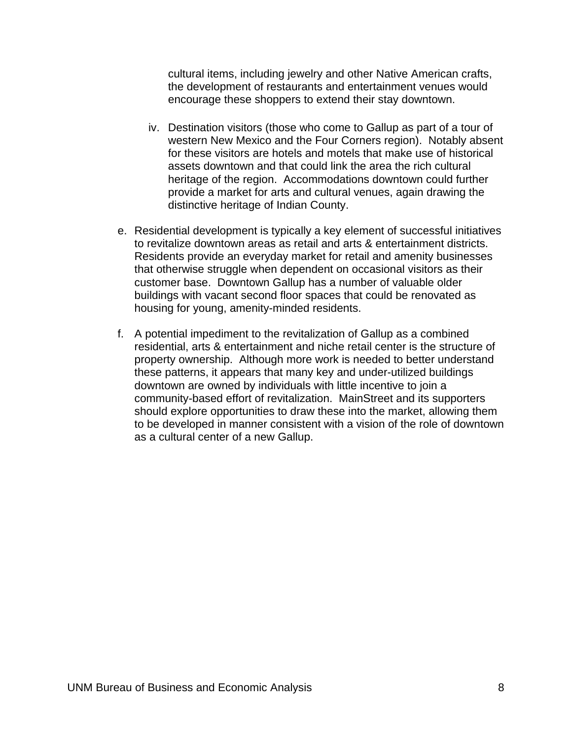cultural items, including jewelry and other Native American crafts, the development of restaurants and entertainment venues would encourage these shoppers to extend their stay downtown.

iv. Destination visitors (those who come to Gallup as part of a tour of western New Mexico and the Four Corners region). Notably absent for these visitors are hotels and motels that make use of historical assets downtown and that could link the area the rich cultural heritage of the region. Accommodations downtown could further provide a market for arts and cultural venues, again drawing the distinctive heritage of Indian County.

e. Residential development is typically a key element of successful initiatives to revitalize downtown areas as retail and arts & entertainment districts. Residents provide an everyday market for retail and amenity businesses that otherwise struggle when dependent on occasional visitors as their customer base. Downtown Gallup has a number of valuable older buildings with vacant second floor spaces that could be renovated as housing for young, amenity-minded residents.

f. A potential impediment to the revitalization of Gallup as a combined residential, arts & entertainment and niche retail center is the structure of property ownership. Although more work is needed to better understand these patterns, it appears that many key and under-utilized buildings downtown are owned by individuals with little incentive to join a community-based effort of revitalization. MainStreet and its supporters should explore opportunities to draw these into the market, allowing them to be developed in manner consistent with a vision of the role of downtown as a cultural center of a new Gallup.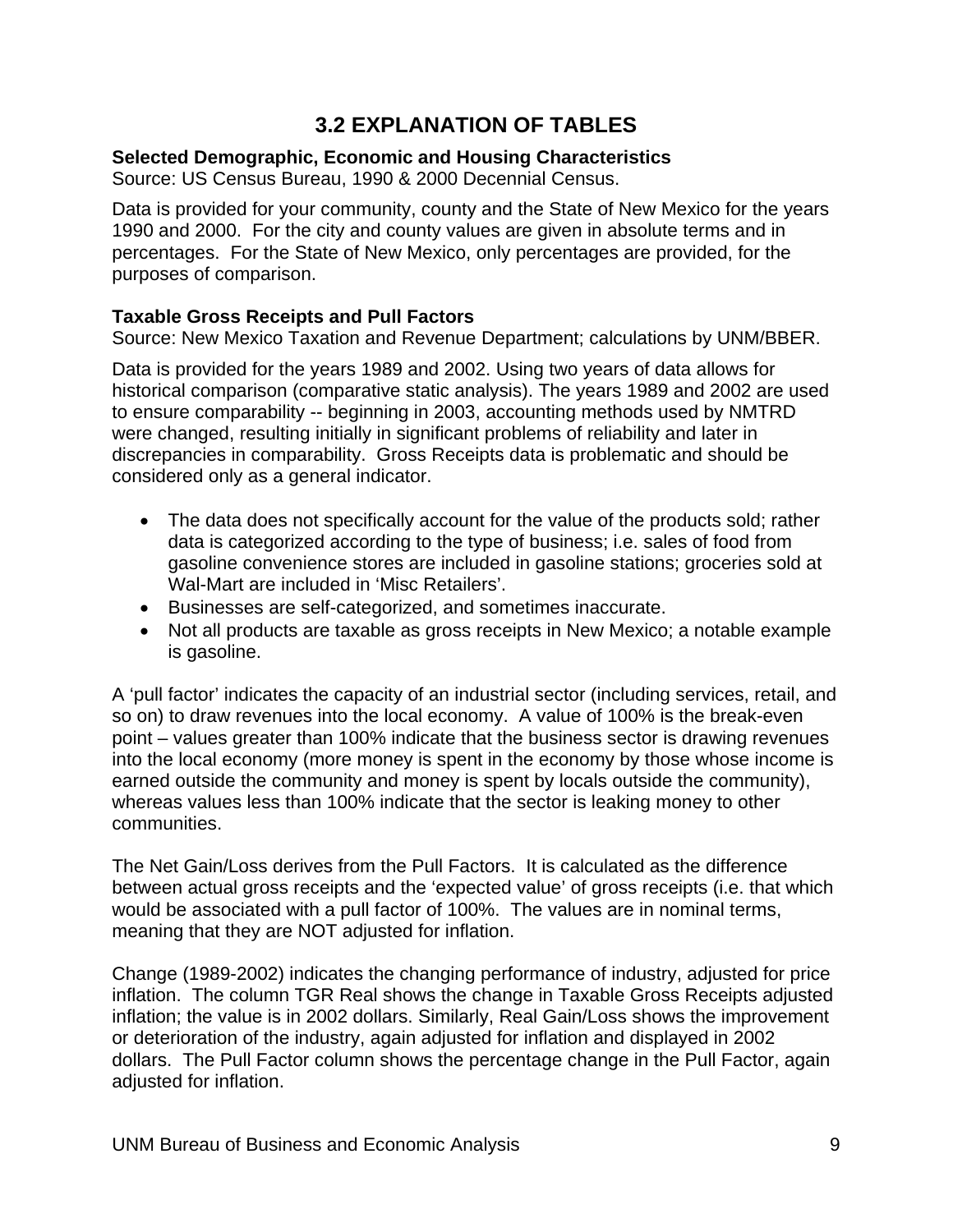## 3.2 EXPLANATION OF TABLES

**Selected Demographic, Economic and Housing Characteristics**
Source: US Census Bureau, 1990 & 2000 Decennial Census.

Data is provided for your community, county and the State of New Mexico for the years 1990 and 2000. For the city and county values are given in absolute terms and in percentages. For the State of New Mexico, only percentages are provided, for the purposes of comparison.

**Taxable Gross Receipts and Pull Factors**
Source: New Mexico Taxation and Revenue Department; calculations by UNM/BBER.

Data is provided for the years 1989 and 2002. Using two years of data allows for historical comparison (comparative static analysis). The years 1989 and 2002 are used to ensure comparability -- beginning in 2003, accounting methods used by NMTRD were changed, resulting initially in significant problems of reliability and later in discrepancies in comparability. Gross Receipts data is problematic and should be considered only as a general indicator.

- The data does not specifically account for the value of the products sold; rather data is categorized according to the type of business; i.e. sales of food from gasoline convenience stores are included in gasoline stations; groceries sold at Wal-Mart are included in 'Misc Retailers'.
- Businesses are self-categorized, and sometimes inaccurate.
- Not all products are taxable as gross receipts in New Mexico; a notable example is gasoline.

A 'pull factor' indicates the capacity of an industrial sector (including services, retail, and so on) to draw revenues into the local economy. A value of 100% is the break-even point – values greater than 100% indicate that the business sector is drawing revenues into the local economy (more money is spent in the economy by those whose income is earned outside the community and money is spent by locals outside the community), whereas values less than 100% indicate that the sector is leaking money to other communities.

The Net Gain/Loss derives from the Pull Factors. It is calculated as the difference between actual gross receipts and the 'expected value' of gross receipts (i.e. that which would be associated with a pull factor of 100%. The values are in nominal terms, meaning that they are NOT adjusted for inflation.

Change (1989-2002) indicates the changing performance of industry, adjusted for price inflation. The column TGR Real shows the change in Taxable Gross Receipts adjusted inflation; the value is in 2002 dollars. Similarly, Real Gain/Loss shows the improvement or deterioration of the industry, again adjusted for inflation and displayed in 2002 dollars. The Pull Factor column shows the percentage change in the Pull Factor, again adjusted for inflation.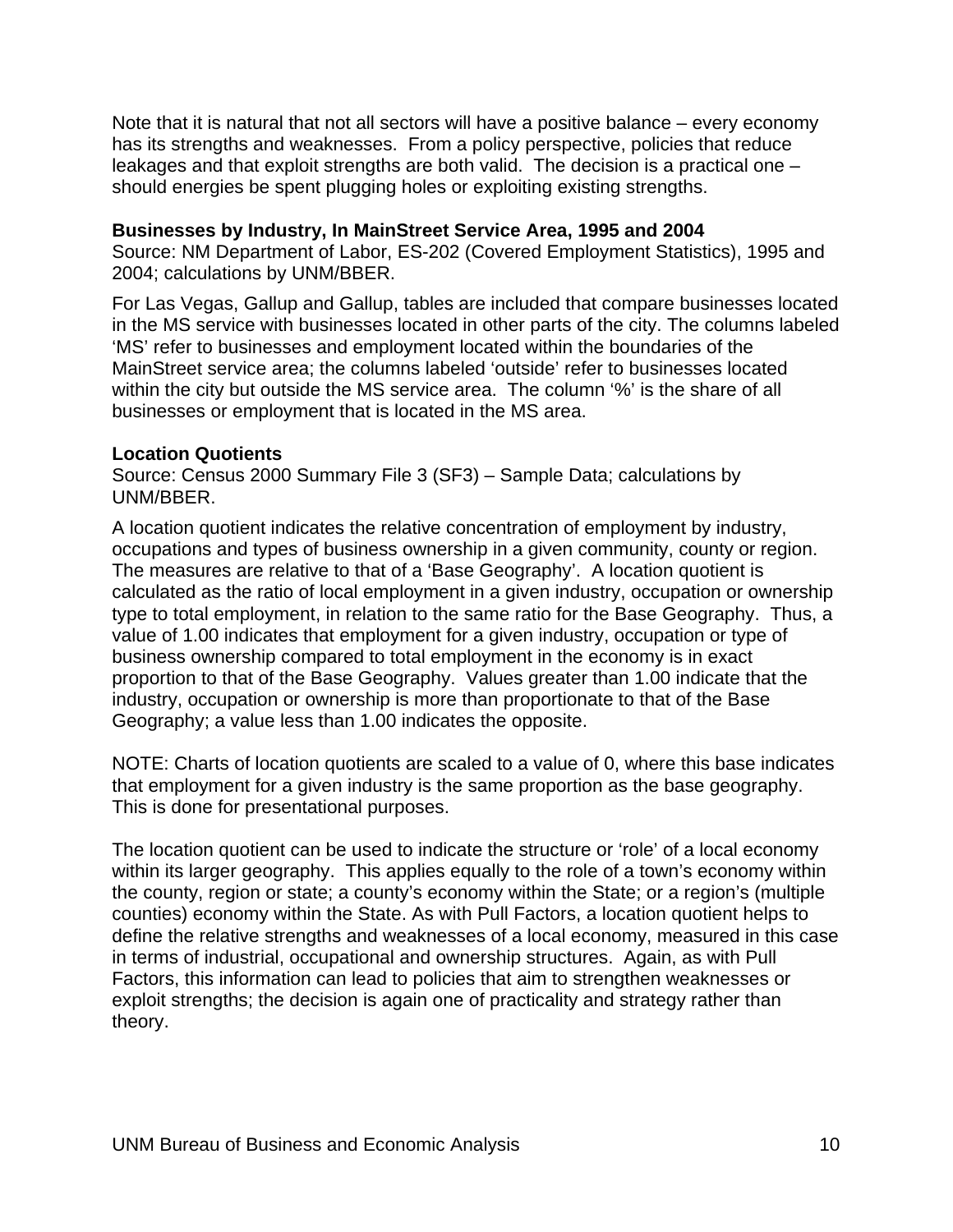Note that it is natural that not all sectors will have a positive balance – every economy has its strengths and weaknesses. From a policy perspective, policies that reduce leakages and that exploit strengths are both valid. The decision is a practical one – should energies be spent plugging holes or exploiting existing strengths.

**Businesses by Industry, In MainStreet Service Area, 1995 and 2004**
Source: NM Department of Labor, ES-202 (Covered Employment Statistics), 1995 and 2004; calculations by UNM/BBER.

For Las Vegas, Gallup and Gallup, tables are included that compare businesses located in the MS service with businesses located in other parts of the city. The columns labeled 'MS' refer to businesses and employment located within the boundaries of the MainStreet service area; the columns labeled 'outside' refer to businesses located within the city but outside the MS service area. The column '%' is the share of all businesses or employment that is located in the MS area.

**Location Quotients**
Source: Census 2000 Summary File 3 (SF3) – Sample Data; calculations by UNM/BBER.

A location quotient indicates the relative concentration of employment by industry, occupations and types of business ownership in a given community, county or region. The measures are relative to that of a 'Base Geography'. A location quotient is calculated as the ratio of local employment in a given industry, occupation or ownership type to total employment, in relation to the same ratio for the Base Geography. Thus, a value of 1.00 indicates that employment for a given industry, occupation or type of business ownership compared to total employment in the economy is in exact proportion to that of the Base Geography. Values greater than 1.00 indicate that the industry, occupation or ownership is more than proportionate to that of the Base Geography; a value less than 1.00 indicates the opposite.

NOTE: Charts of location quotients are scaled to a value of 0, where this base indicates that employment for a given industry is the same proportion as the base geography. This is done for presentational purposes.

The location quotient can be used to indicate the structure or 'role' of a local economy within its larger geography. This applies equally to the role of a town's economy within the county, region or state; a county's economy within the State; or a region's (multiple counties) economy within the State. As with Pull Factors, a location quotient helps to define the relative strengths and weaknesses of a local economy, measured in this case in terms of industrial, occupational and ownership structures. Again, as with Pull Factors, this information can lead to policies that aim to strengthen weaknesses or exploit strengths; the decision is again one of practicality and strategy rather than theory.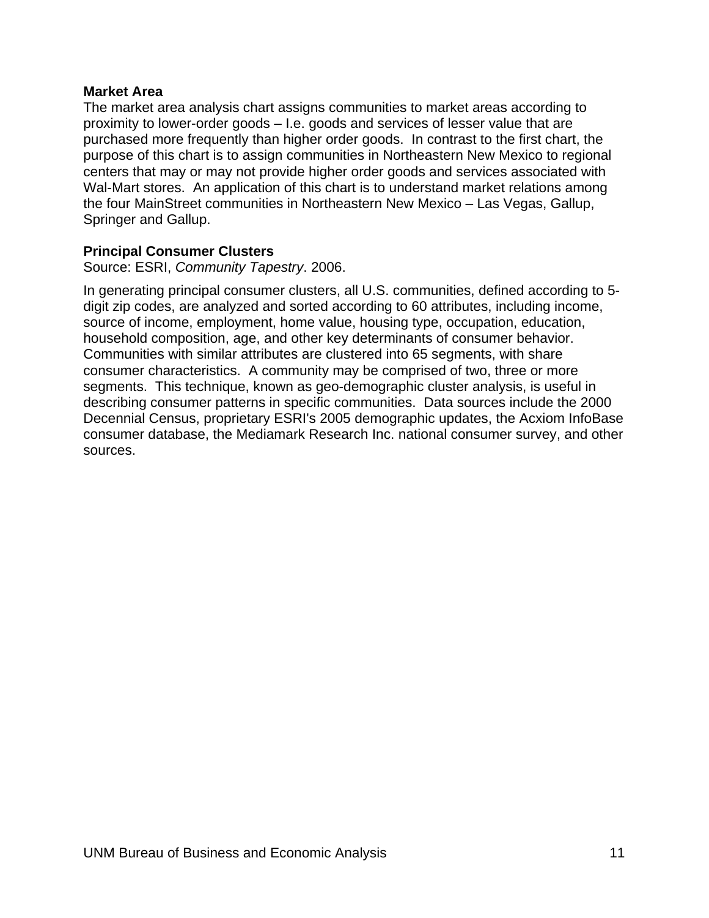**Market Area**

The market area analysis chart assigns communities to market areas according to proximity to lower-order goods – I.e. goods and services of lesser value that are purchased more frequently than higher order goods. In contrast to the first chart, the purpose of this chart is to assign communities in Northeastern New Mexico to regional centers that may or may not provide higher order goods and services associated with Wal-Mart stores. An application of this chart is to understand market relations among the four MainStreet communities in Northeastern New Mexico – Las Vegas, Gallup, Springer and Gallup.

**Principal Consumer Clusters**

Source: ESRI, *Community Tapestry*. 2006.

In generating principal consumer clusters, all U.S. communities, defined according to 5-digit zip codes, are analyzed and sorted according to 60 attributes, including income, source of income, employment, home value, housing type, occupation, education, household composition, age, and other key determinants of consumer behavior. Communities with similar attributes are clustered into 65 segments, with share consumer characteristics. A community may be comprised of two, three or more segments. This technique, known as geo-demographic cluster analysis, is useful in describing consumer patterns in specific communities. Data sources include the 2000 Decennial Census, proprietary ESRI's 2005 demographic updates, the Acxiom InfoBase consumer database, the Mediamark Research Inc. national consumer survey, and other sources.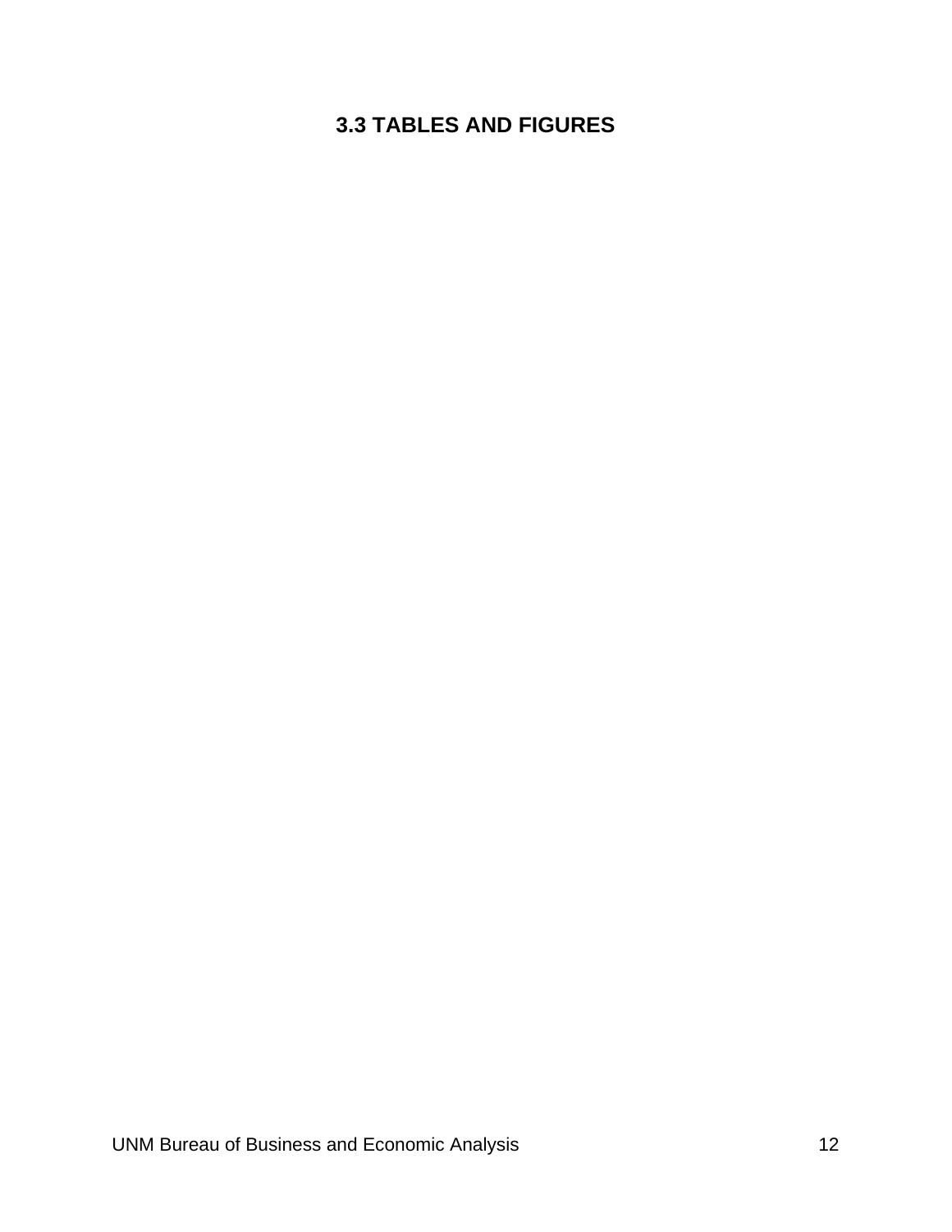## 3.3 TABLES AND FIGURES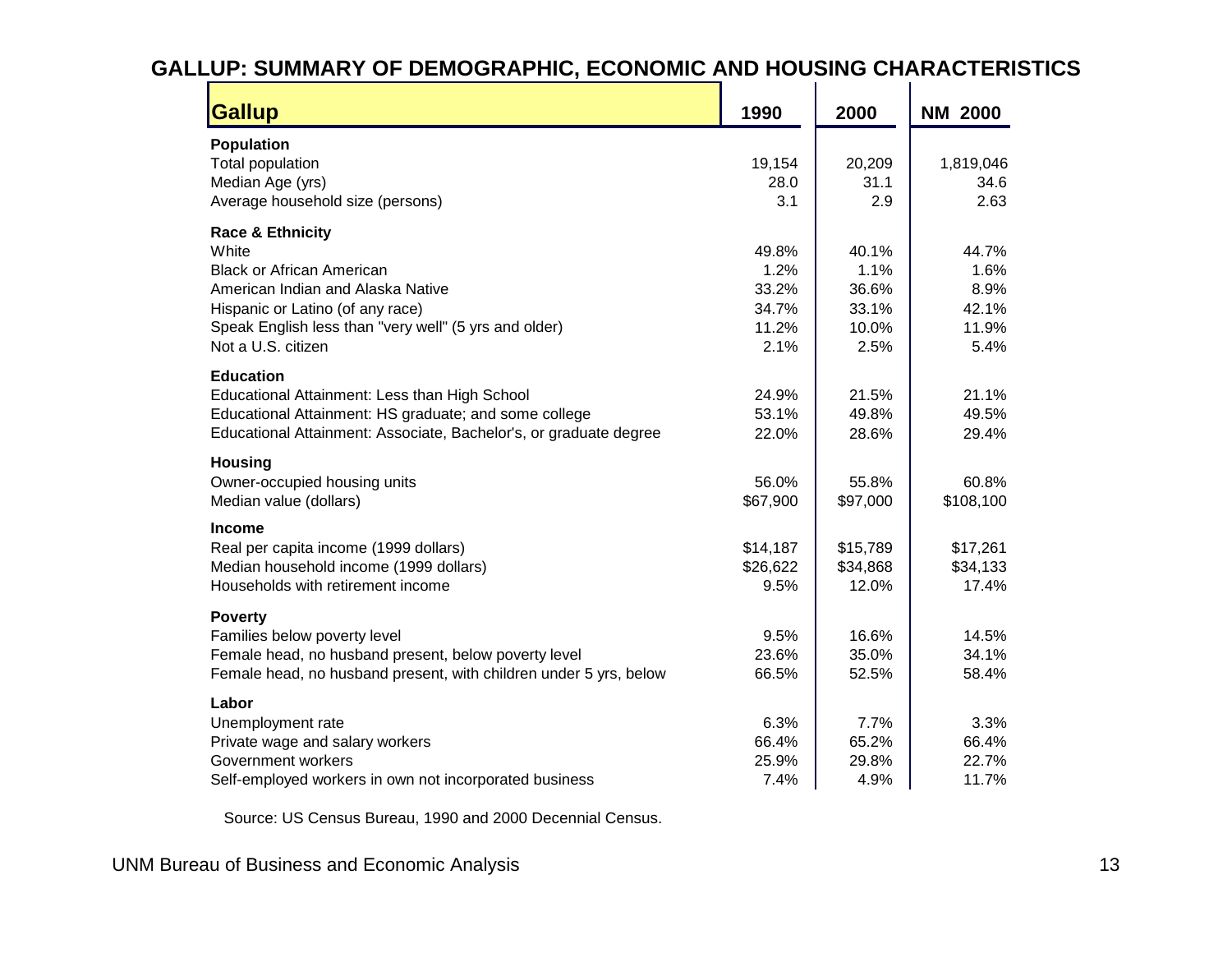## GALLUP: SUMMARY OF DEMOGRAPHIC, ECONOMIC AND HOUSING CHARACTERISTICS

| Gallup | 1990 | 2000 | NM 2000 |
|---|---|---|---|
| **Population** | | | |
| Total population | 19,154 | 20,209 | 1,819,046 |
| Median Age (yrs) | 28.0 | 31.1 | 34.6 |
| Average household size (persons) | 3.1 | 2.9 | 2.63 |
| **Race & Ethnicity** | | | |
| White | 49.8% | 40.1% | 44.7% |
| Black or African American | 1.2% | 1.1% | 1.6% |
| American Indian and Alaska Native | 33.2% | 36.6% | 8.9% |
| Hispanic or Latino (of any race) | 34.7% | 33.1% | 42.1% |
| Speak English less than "very well" (5 yrs and older) | 11.2% | 10.0% | 11.9% |
| Not a U.S. citizen | 2.1% | 2.5% | 5.4% |
| **Education** | | | |
| Educational Attainment: Less than High School | 24.9% | 21.5% | 21.1% |
| Educational Attainment: HS graduate; and some college | 53.1% | 49.8% | 49.5% |
| Educational Attainment: Associate, Bachelor's, or graduate degree | 22.0% | 28.6% | 29.4% |
| **Housing** | | | |
| Owner-occupied housing units | 56.0% | 55.8% | 60.8% |
| Median value (dollars) | $67,900 | $97,000 | $108,100 |
| **Income** | | | |
| Real per capita income (1999 dollars) | $14,187 | $15,789 | $17,261 |
| Median household income (1999 dollars) | $26,622 | $34,868 | $34,133 |
| Households with retirement income | 9.5% | 12.0% | 17.4% |
| **Poverty** | | | |
| Families below poverty level | 9.5% | 16.6% | 14.5% |
| Female head, no husband present, below poverty level | 23.6% | 35.0% | 34.1% |
| Female head, no husband present, with children under 5 yrs, below | 66.5% | 52.5% | 58.4% |
| **Labor** | | | |
| Unemployment rate | 6.3% | 7.7% | 3.3% |
| Private wage and salary workers | 66.4% | 65.2% | 66.4% |
| Government workers | 25.9% | 29.8% | 22.7% |
| Self-employed workers in own not incorporated business | 7.4% | 4.9% | 11.7% |

Source: US Census Bureau, 1990 and 2000 Decennial Census.

UNM Bureau of Business and Economic Analysis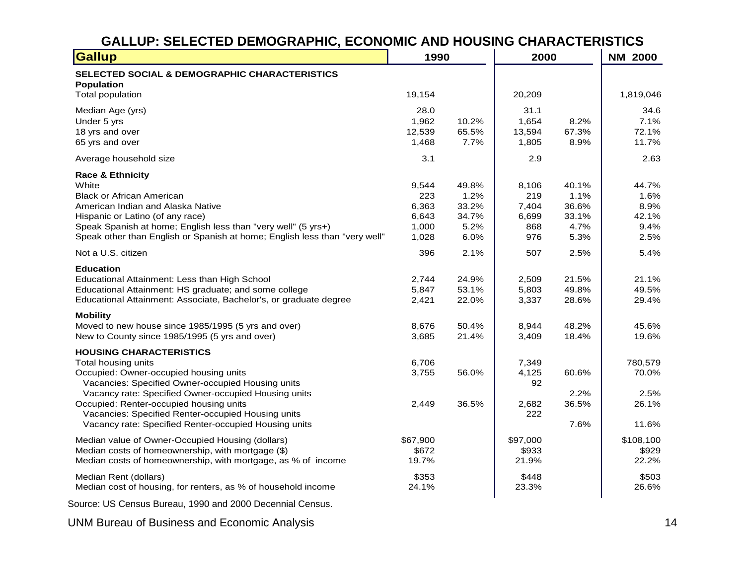# GALLUP: SELECTED DEMOGRAPHIC, ECONOMIC AND HOUSING CHARACTERISTICS

| Gallup | 1990 | | 2000 | | NM 2000 |
|---|---|---|---|---|---|
| **SELECTED SOCIAL & DEMOGRAPHIC CHARACTERISTICS** | | | | | |
| **Population** | | | | | |
| Total population | 19,154 | | 20,209 | | 1,819,046 |
| Median Age (yrs) | 28.0 | | 31.1 | | 34.6 |
| Under 5 yrs | 1,962 | 10.2% | 1,654 | 8.2% | 7.1% |
| 18 yrs and over | 12,539 | 65.5% | 13,594 | 67.3% | 72.1% |
| 65 yrs and over | 1,468 | 7.7% | 1,805 | 8.9% | 11.7% |
| Average household size | 3.1 | | 2.9 | | 2.63 |
| **Race & Ethnicity** | | | | | |
| White | 9,544 | 49.8% | 8,106 | 40.1% | 44.7% |
| Black or African American | 223 | 1.2% | 219 | 1.1% | 1.6% |
| American Indian and Alaska Native | 6,363 | 33.2% | 7,404 | 36.6% | 8.9% |
| Hispanic or Latino (of any race) | 6,643 | 34.7% | 6,699 | 33.1% | 42.1% |
| Speak Spanish at home; English less than "very well" (5 yrs+) | 1,000 | 5.2% | 868 | 4.7% | 9.4% |
| Speak other than English or Spanish at home; English less than "very well" | 1,028 | 6.0% | 976 | 5.3% | 2.5% |
| Not a U.S. citizen | 396 | 2.1% | 507 | 2.5% | 5.4% |
| **Education** | | | | | |
| Educational Attainment: Less than High School | 2,744 | 24.9% | 2,509 | 21.5% | 21.1% |
| Educational Attainment: HS graduate; and some college | 5,847 | 53.1% | 5,803 | 49.8% | 49.5% |
| Educational Attainment: Associate, Bachelor's, or graduate degree | 2,421 | 22.0% | 3,337 | 28.6% | 29.4% |
| **Mobility** | | | | | |
| Moved to new house since 1985/1995 (5 yrs and over) | 8,676 | 50.4% | 8,944 | 48.2% | 45.6% |
| New to County since 1985/1995 (5 yrs and over) | 3,685 | 21.4% | 3,409 | 18.4% | 19.6% |
| **HOUSING CHARACTERISTICS** | | | | | |
| Total housing units | 6,706 | | 7,349 | | 780,579 |
| Occupied: Owner-occupied housing units | 3,755 | 56.0% | 4,125 | 60.6% | 70.0% |
| Vacancies: Specified Owner-occupied Housing units | | | 92 | | |
| Vacancy rate: Specified Owner-occupied Housing units | | | | 2.2% | 2.5% |
| Occupied: Renter-occupied housing units | 2,449 | 36.5% | 2,682 | 36.5% | 26.1% |
| Vacancies: Specified Renter-occupied Housing units | | | 222 | | |
| Vacancy rate: Specified Renter-occupied Housing units | | | | 7.6% | 11.6% |
| Median value of Owner-Occupied Housing (dollars) | $67,900 | | $97,000 | | $108,100 |
| Median costs of homeownership, with mortgage ($) | $672 | | $933 | | $929 |
| Median costs of homeownership, with mortgage, as % of income | 19.7% | | 21.9% | | 22.2% |
| Median Rent (dollars) | $353 | | $448 | | $503 |
| Median cost of housing, for renters, as % of household income | 24.1% | | 23.3% | | 26.6% |

Source: US Census Bureau, 1990 and 2000 Decennial Census.

UNM Bureau of Business and Economic Analysis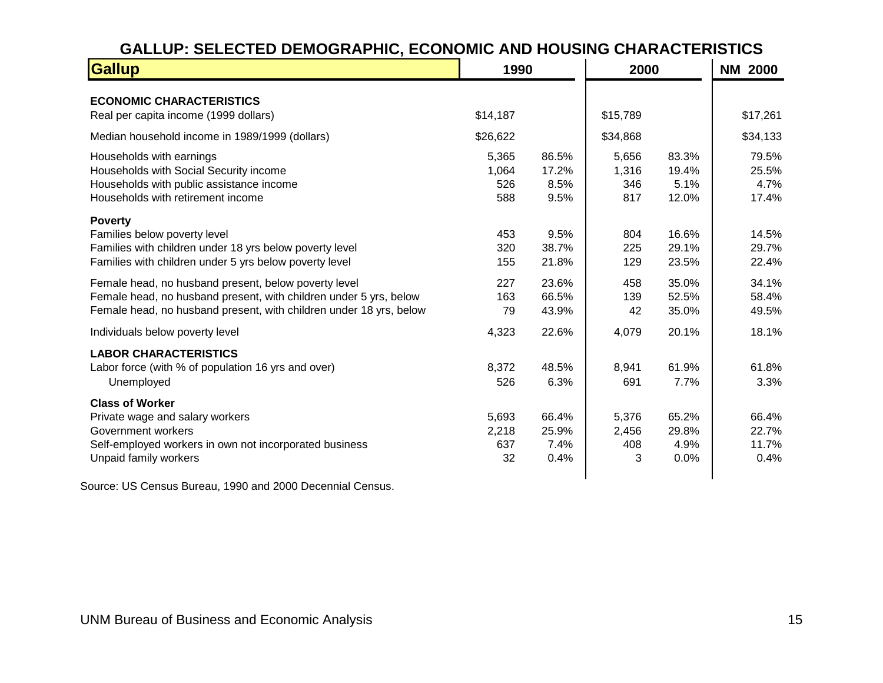## GALLUP: SELECTED DEMOGRAPHIC, ECONOMIC AND HOUSING CHARACTERISTICS

| Gallup | 1990 | | 2000 | | NM 2000 |
|---|---|---|---|---|---|
| **ECONOMIC CHARACTERISTICS** | | | | | |
| Real per capita income (1999 dollars) | $14,187 | | $15,789 | | $17,261 |
| Median household income in 1989/1999 (dollars) | $26,622 | | $34,868 | | $34,133 |
| Households with earnings | 5,365 | 86.5% | 5,656 | 83.3% | 79.5% |
| Households with Social Security income | 1,064 | 17.2% | 1,316 | 19.4% | 25.5% |
| Households with public assistance income | 526 | 8.5% | 346 | 5.1% | 4.7% |
| Households with retirement income | 588 | 9.5% | 817 | 12.0% | 17.4% |
| **Poverty** | | | | | |
| Families below poverty level | 453 | 9.5% | 804 | 16.6% | 14.5% |
| Families with children under 18 yrs below poverty level | 320 | 38.7% | 225 | 29.1% | 29.7% |
| Families with children under 5 yrs below poverty level | 155 | 21.8% | 129 | 23.5% | 22.4% |
| Female head, no husband present, below poverty level | 227 | 23.6% | 458 | 35.0% | 34.1% |
| Female head, no husband present, with children under 5 yrs, below | 163 | 66.5% | 139 | 52.5% | 58.4% |
| Female head, no husband present, with children under 18 yrs, below | 79 | 43.9% | 42 | 35.0% | 49.5% |
| Individuals below poverty level | 4,323 | 22.6% | 4,079 | 20.1% | 18.1% |
| **LABOR CHARACTERISTICS** | | | | | |
| Labor force (with % of population 16 yrs and over) | 8,372 | 48.5% | 8,941 | 61.9% | 61.8% |
| Unemployed | 526 | 6.3% | 691 | 7.7% | 3.3% |
| **Class of Worker** | | | | | |
| Private wage and salary workers | 5,693 | 66.4% | 5,376 | 65.2% | 66.4% |
| Government workers | 2,218 | 25.9% | 2,456 | 29.8% | 22.7% |
| Self-employed workers in own not incorporated business | 637 | 7.4% | 408 | 4.9% | 11.7% |
| Unpaid family workers | 32 | 0.4% | 3 | 0.0% | 0.4% |

Source: US Census Bureau, 1990 and 2000 Decennial Census.

UNM Bureau of Business and Economic Analysis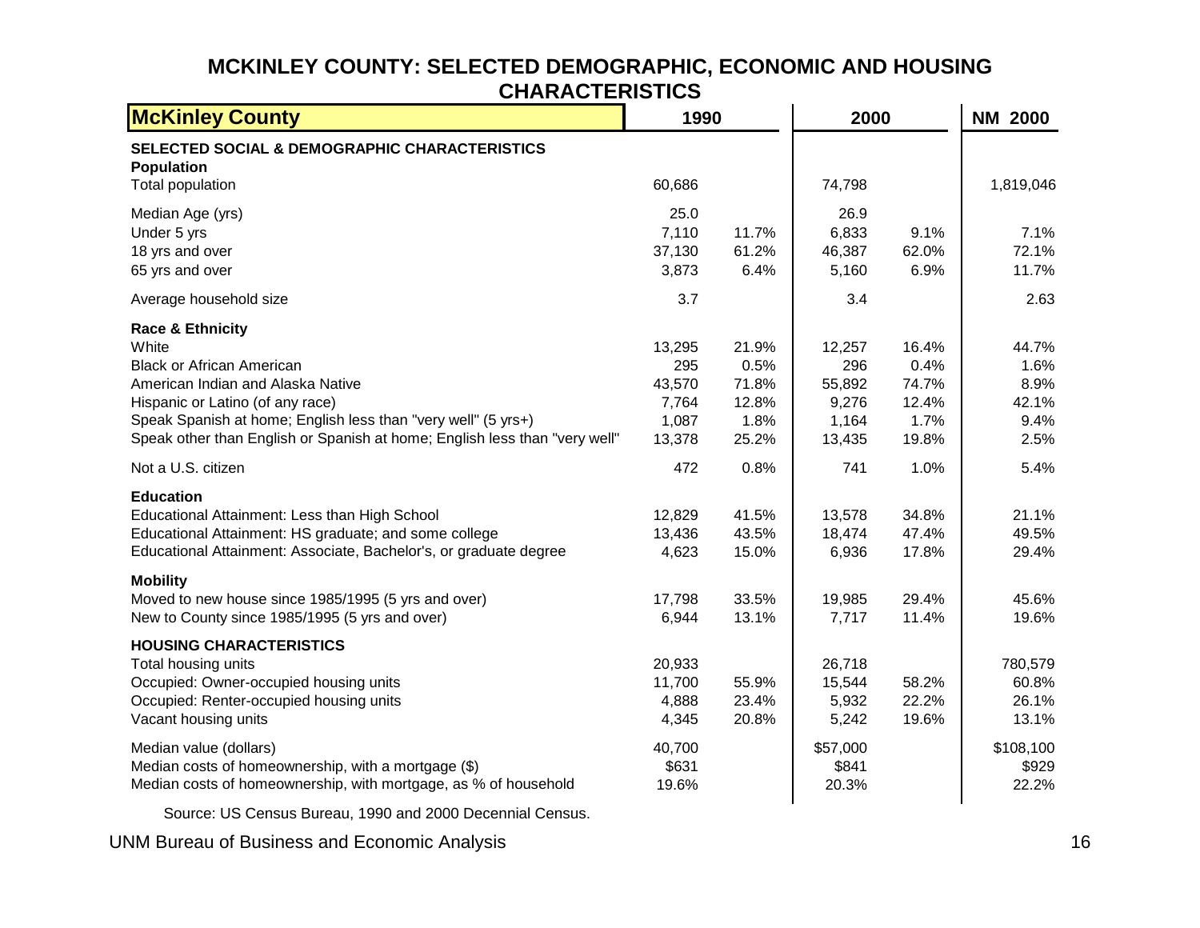# MCKINLEY COUNTY: SELECTED DEMOGRAPHIC, ECONOMIC AND HOUSING CHARACTERISTICS

| McKinley County | 1990 | | 2000 | | NM 2000 |
|---|---|---|---|---|---|
| **SELECTED SOCIAL & DEMOGRAPHIC CHARACTERISTICS** | | | | | |
| **Population** | | | | | |
| Total population | 60,686 | | 74,798 | | 1,819,046 |
| Median Age (yrs) | 25.0 | | 26.9 | | |
| Under 5 yrs | 7,110 | 11.7% | 6,833 | 9.1% | 7.1% |
| 18 yrs and over | 37,130 | 61.2% | 46,387 | 62.0% | 72.1% |
| 65 yrs and over | 3,873 | 6.4% | 5,160 | 6.9% | 11.7% |
| Average household size | 3.7 | | 3.4 | | 2.63 |
| **Race & Ethnicity** | | | | | |
| White | 13,295 | 21.9% | 12,257 | 16.4% | 44.7% |
| Black or African American | 295 | 0.5% | 296 | 0.4% | 1.6% |
| American Indian and Alaska Native | 43,570 | 71.8% | 55,892 | 74.7% | 8.9% |
| Hispanic or Latino (of any race) | 7,764 | 12.8% | 9,276 | 12.4% | 42.1% |
| Speak Spanish at home; English less than "very well" (5 yrs+) | 1,087 | 1.8% | 1,164 | 1.7% | 9.4% |
| Speak other than English or Spanish at home; English less than "very well" | 13,378 | 25.2% | 13,435 | 19.8% | 2.5% |
| Not a U.S. citizen | 472 | 0.8% | 741 | 1.0% | 5.4% |
| **Education** | | | | | |
| Educational Attainment: Less than High School | 12,829 | 41.5% | 13,578 | 34.8% | 21.1% |
| Educational Attainment: HS graduate; and some college | 13,436 | 43.5% | 18,474 | 47.4% | 49.5% |
| Educational Attainment: Associate, Bachelor's, or graduate degree | 4,623 | 15.0% | 6,936 | 17.8% | 29.4% |
| **Mobility** | | | | | |
| Moved to new house since 1985/1995 (5 yrs and over) | 17,798 | 33.5% | 19,985 | 29.4% | 45.6% |
| New to County since 1985/1995 (5 yrs and over) | 6,944 | 13.1% | 7,717 | 11.4% | 19.6% |
| **HOUSING CHARACTERISTICS** | | | | | |
| Total housing units | 20,933 | | 26,718 | | 780,579 |
| Occupied: Owner-occupied housing units | 11,700 | 55.9% | 15,544 | 58.2% | 60.8% |
| Occupied: Renter-occupied housing units | 4,888 | 23.4% | 5,932 | 22.2% | 26.1% |
| Vacant housing units | 4,345 | 20.8% | 5,242 | 19.6% | 13.1% |
| Median value (dollars) | 40,700 | | $57,000 | | $108,100 |
| Median costs of homeownership, with a mortgage ($) | $631 | | $841 | | $929 |
| Median costs of homeownership, with mortgage, as % of household | 19.6% | | 20.3% | | 22.2% |

Source: US Census Bureau, 1990 and 2000 Decennial Census.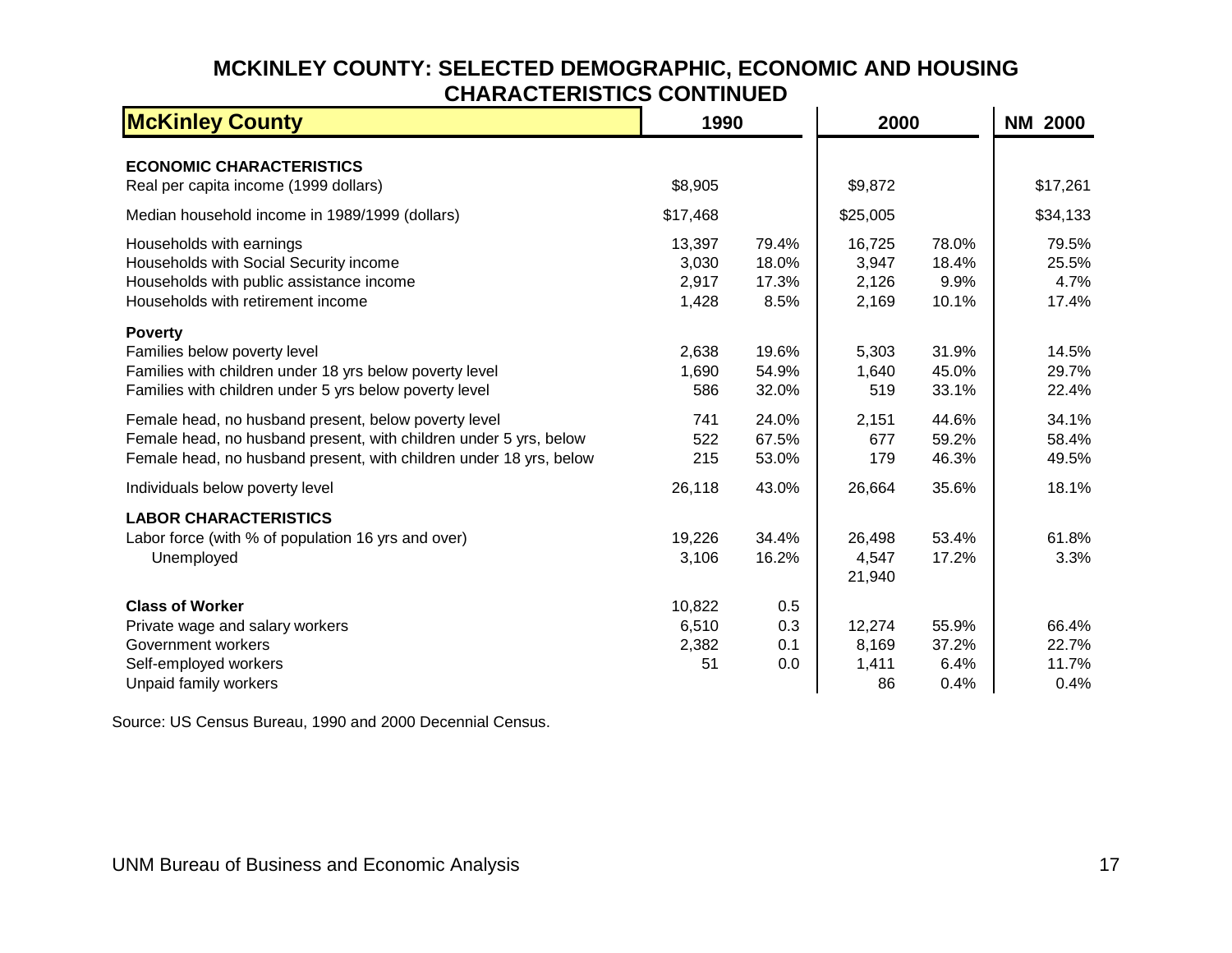## MCKINLEY COUNTY: SELECTED DEMOGRAPHIC, ECONOMIC AND HOUSING CHARACTERISTICS CONTINUED

| McKinley County | 1990 | | 2000 | | NM 2000 |
|---|---|---|---|---|---|
| **ECONOMIC CHARACTERISTICS** | | | | | |
| Real per capita income (1999 dollars) | $8,905 | | $9,872 | | $17,261 |
| Median household income in 1989/1999 (dollars) | $17,468 | | $25,005 | | $34,133 |
| Households with earnings | 13,397 | 79.4% | 16,725 | 78.0% | 79.5% |
| Households with Social Security income | 3,030 | 18.0% | 3,947 | 18.4% | 25.5% |
| Households with public assistance income | 2,917 | 17.3% | 2,126 | 9.9% | 4.7% |
| Households with retirement income | 1,428 | 8.5% | 2,169 | 10.1% | 17.4% |
| **Poverty** | | | | | |
| Families below poverty level | 2,638 | 19.6% | 5,303 | 31.9% | 14.5% |
| Families with children under 18 yrs below poverty level | 1,690 | 54.9% | 1,640 | 45.0% | 29.7% |
| Families with children under 5 yrs below poverty level | 586 | 32.0% | 519 | 33.1% | 22.4% |
| Female head, no husband present, below poverty level | 741 | 24.0% | 2,151 | 44.6% | 34.1% |
| Female head, no husband present, with children under 5 yrs, below | 522 | 67.5% | 677 | 59.2% | 58.4% |
| Female head, no husband present, with children under 18 yrs, below | 215 | 53.0% | 179 | 46.3% | 49.5% |
| Individuals below poverty level | 26,118 | 43.0% | 26,664 | 35.6% | 18.1% |
| **LABOR CHARACTERISTICS** | | | | | |
| Labor force (with % of population 16 yrs and over) | 19,226 | 34.4% | 26,498 | 53.4% | 61.8% |
| Unemployed | 3,106 | 16.2% | 4,547 | 17.2% | 3.3% |
| | | | 21,940 | | |
| **Class of Worker** | 10,822 | 0.5 | | | |
| Private wage and salary workers | 6,510 | 0.3 | 12,274 | 55.9% | 66.4% |
| Government workers | 2,382 | 0.1 | 8,169 | 37.2% | 22.7% |
| Self-employed workers | 51 | 0.0 | 1,411 | 6.4% | 11.7% |
| Unpaid family workers | | | 86 | 0.4% | 0.4% |

Source: US Census Bureau, 1990 and 2000 Decennial Census.

UNM Bureau of Business and Economic Analysis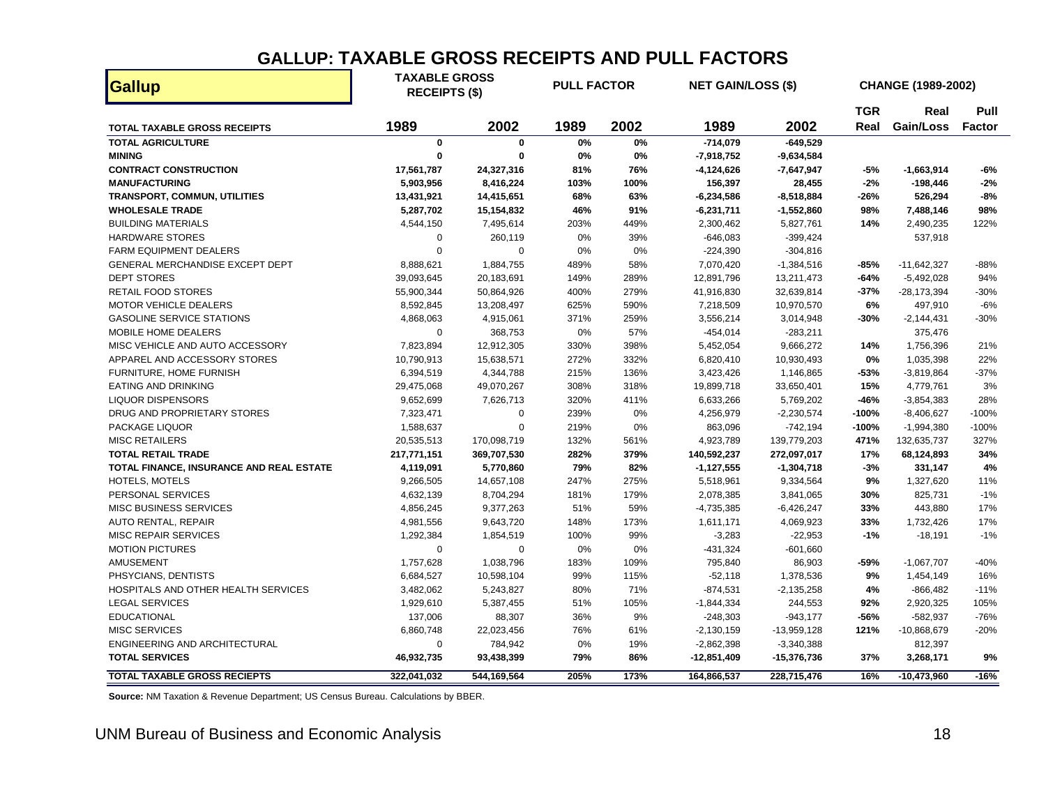# GALLUP: TAXABLE GROSS RECEIPTS AND PULL FACTORS

| Gallup | TAXABLE GROSS RECEIPTS ($) | | PULL FACTOR | | NET GAIN/LOSS ($) | | CHANGE (1989-2002) | | |
|---|---|---|---|---|---|---|---|---|---|
| | | | | | | | TGR | Real | Pull |
| **TOTAL TAXABLE GROSS RECEIPTS** | **1989** | **2002** | **1989** | **2002** | **1989** | **2002** | **Real** | **Gain/Loss** | **Factor** |
| **TOTAL AGRICULTURE** | **0** | **0** | **0%** | **0%** | **-714,079** | **-649,529** | | | |
| **MINING** | **0** | **0** | **0%** | **0%** | **-7,918,752** | **-9,634,584** | | | |
| **CONTRACT CONSTRUCTION** | **17,561,787** | **24,327,316** | **81%** | **76%** | **-4,124,626** | **-7,647,947** | **-5%** | **-1,663,914** | **-6%** |
| **MANUFACTURING** | **5,903,956** | **8,416,224** | **103%** | **100%** | **156,397** | **28,455** | **-2%** | **-198,446** | **-2%** |
| **TRANSPORT, COMMUN, UTILITIES** | **13,431,921** | **14,415,651** | **68%** | **63%** | **-6,234,586** | **-8,518,884** | **-26%** | **526,294** | **-8%** |
| **WHOLESALE TRADE** | **5,287,702** | **15,154,832** | **46%** | **91%** | **-6,231,711** | **-1,552,860** | **98%** | **7,488,146** | **98%** |
| BUILDING MATERIALS | 4,544,150 | 7,495,614 | 203% | 449% | 2,300,462 | 5,827,761 | **14%** | 2,490,235 | 122% |
| HARDWARE STORES | 0 | 260,119 | 0% | 39% | -646,083 | -399,424 | | 537,918 | |
| FARM EQUIPMENT DEALERS | 0 | 0 | 0% | 0% | -224,390 | -304,816 | | | |
| GENERAL MERCHANDISE EXCEPT DEPT | 8,888,621 | 1,884,755 | 489% | 58% | 7,070,420 | -1,384,516 | **-85%** | -11,642,327 | -88% |
| DEPT STORES | 39,093,645 | 20,183,691 | 149% | 289% | 12,891,796 | 13,211,473 | **-64%** | -5,492,028 | 94% |
| RETAIL FOOD STORES | 55,900,344 | 50,864,926 | 400% | 279% | 41,916,830 | 32,639,814 | **-37%** | -28,173,394 | -30% |
| MOTOR VEHICLE DEALERS | 8,592,845 | 13,208,497 | 625% | 590% | 7,218,509 | 10,970,570 | **6%** | 497,910 | -6% |
| GASOLINE SERVICE STATIONS | 4,868,063 | 4,915,061 | 371% | 259% | 3,556,214 | 3,014,948 | **-30%** | -2,144,431 | -30% |
| MOBILE HOME DEALERS | 0 | 368,753 | 0% | 57% | -454,014 | -283,211 | | 375,476 | |
| MISC VEHICLE AND AUTO ACCESSORY | 7,823,894 | 12,912,305 | 330% | 398% | 5,452,054 | 9,666,272 | **14%** | 1,756,396 | 21% |
| APPAREL AND ACCESSORY STORES | 10,790,913 | 15,638,571 | 272% | 332% | 6,820,410 | 10,930,493 | **0%** | 1,035,398 | 22% |
| FURNITURE, HOME FURNISH | 6,394,519 | 4,344,788 | 215% | 136% | 3,423,426 | 1,146,865 | **-53%** | -3,819,864 | -37% |
| EATING AND DRINKING | 29,475,068 | 49,070,267 | 308% | 318% | 19,899,718 | 33,650,401 | **15%** | 4,779,761 | 3% |
| LIQUOR DISPENSORS | 9,652,699 | 7,626,713 | 320% | 411% | 6,633,266 | 5,769,202 | **-46%** | -3,854,383 | 28% |
| DRUG AND PROPRIETARY STORES | 7,323,471 | 0 | 239% | 0% | 4,256,979 | -2,230,574 | **-100%** | -8,406,627 | -100% |
| PACKAGE LIQUOR | 1,588,637 | 0 | 219% | 0% | 863,096 | -742,194 | **-100%** | -1,994,380 | -100% |
| MISC RETAILERS | 20,535,513 | 170,098,719 | 132% | 561% | 4,923,789 | 139,779,203 | **471%** | 132,635,737 | 327% |
| **TOTAL RETAIL TRADE** | **217,771,151** | **369,707,530** | **282%** | **379%** | **140,592,237** | **272,097,017** | **17%** | **68,124,893** | **34%** |
| **TOTAL FINANCE, INSURANCE AND REAL ESTATE** | **4,119,091** | **5,770,860** | **79%** | **82%** | **-1,127,555** | **-1,304,718** | **-3%** | **331,147** | **4%** |
| HOTELS, MOTELS | 9,266,505 | 14,657,108 | 247% | 275% | 5,518,961 | 9,334,564 | **9%** | 1,327,620 | 11% |
| PERSONAL SERVICES | 4,632,139 | 8,704,294 | 181% | 179% | 2,078,385 | 3,841,065 | **30%** | 825,731 | -1% |
| MISC BUSINESS SERVICES | 4,856,245 | 9,377,263 | 51% | 59% | -4,735,385 | -6,426,247 | **33%** | 443,880 | 17% |
| AUTO RENTAL, REPAIR | 4,981,556 | 9,643,720 | 148% | 173% | 1,611,171 | 4,069,923 | **33%** | 1,732,426 | 17% |
| MISC REPAIR SERVICES | 1,292,384 | 1,854,519 | 100% | 99% | -3,283 | -22,953 | **-1%** | -18,191 | -1% |
| MOTION PICTURES | 0 | 0 | 0% | 0% | -431,324 | -601,660 | | | |
| AMUSEMENT | 1,757,628 | 1,038,796 | 183% | 109% | 795,840 | 86,903 | **-59%** | -1,067,707 | -40% |
| PHSYCIANS, DENTISTS | 6,684,527 | 10,598,104 | 99% | 115% | -52,118 | 1,378,536 | **9%** | 1,454,149 | 16% |
| HOSPITALS AND OTHER HEALTH SERVICES | 3,482,062 | 5,243,827 | 80% | 71% | -874,531 | -2,135,258 | **4%** | -866,482 | -11% |
| LEGAL SERVICES | 1,929,610 | 5,387,455 | 51% | 105% | -1,844,334 | 244,553 | **92%** | 2,920,325 | 105% |
| EDUCATIONAL | 137,006 | 88,307 | 36% | 9% | -248,303 | -943,177 | **-56%** | -582,937 | -76% |
| MISC SERVICES | 6,860,748 | 22,023,456 | 76% | 61% | -2,130,159 | -13,959,128 | **121%** | -10,868,679 | -20% |
| ENGINEERING AND ARCHITECTURAL | 0 | 784,942 | 0% | 19% | -2,862,398 | -3,340,388 | | 812,397 | |
| **TOTAL SERVICES** | **46,932,735** | **93,438,399** | **79%** | **86%** | **-12,851,409** | **-15,376,736** | **37%** | **3,268,171** | **9%** |
| **TOTAL TAXABLE GROSS RECIEPTS** | **322,041,032** | **544,169,564** | **205%** | **173%** | **164,866,537** | **228,715,476** | **16%** | **-10,473,960** | **-16%** |

**Source:** NM Taxation & Revenue Department; US Census Bureau. Calculations by BBER.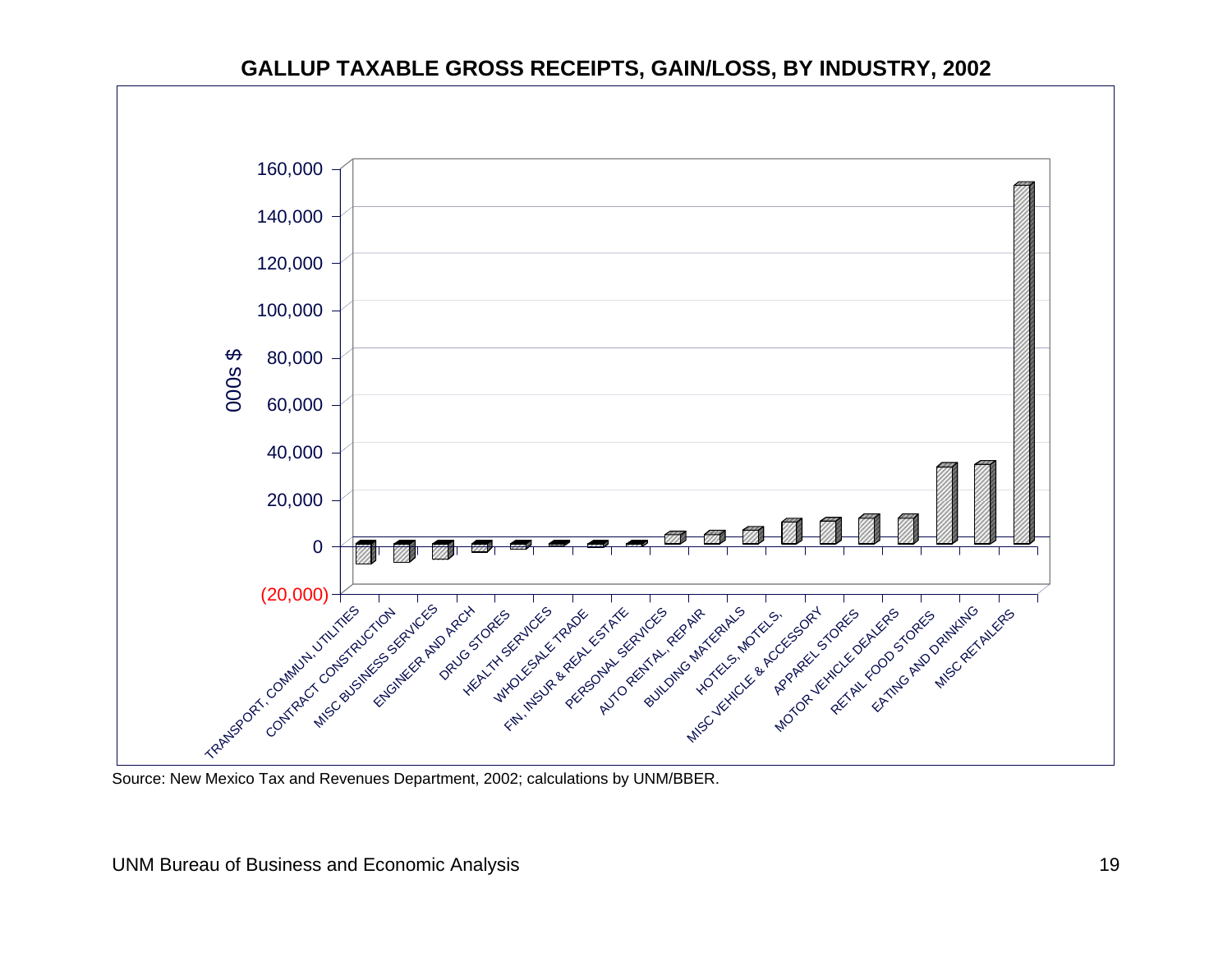## GALLUP TAXABLE GROSS RECEIPTS, GAIN/LOSS, BY INDUSTRY, 2002

000s $

160,000
140,000
120,000
100,000
80,000
60,000
40,000
20,000
0
(20,000)

TRANSPORT, COMMUN, UTILITIES
CONTRACT CONSTRUCTION
MISC BUSINESS SERVICES
ENGINEER AND ARCH
DRUG STORES
HEALTH SERVICES
WHOLESALE TRADE
FIN, INSUR & REAL ESTATE
PERSONAL SERVICES
AUTO RENTAL, REPAIR
BUILDING MATERIALS
HOTELS, MOTELS,
MISC VEHICLE & ACCESSORY
APPAREL STORES
MOTOR VEHICLE DEALERS
RETAIL FOOD STORES
EATING AND DRINKING
MISC RETAILERS

Source: New Mexico Tax and Revenues Department, 2002; calculations by UNM/BBER.

UNM Bureau of Business and Economic Analysis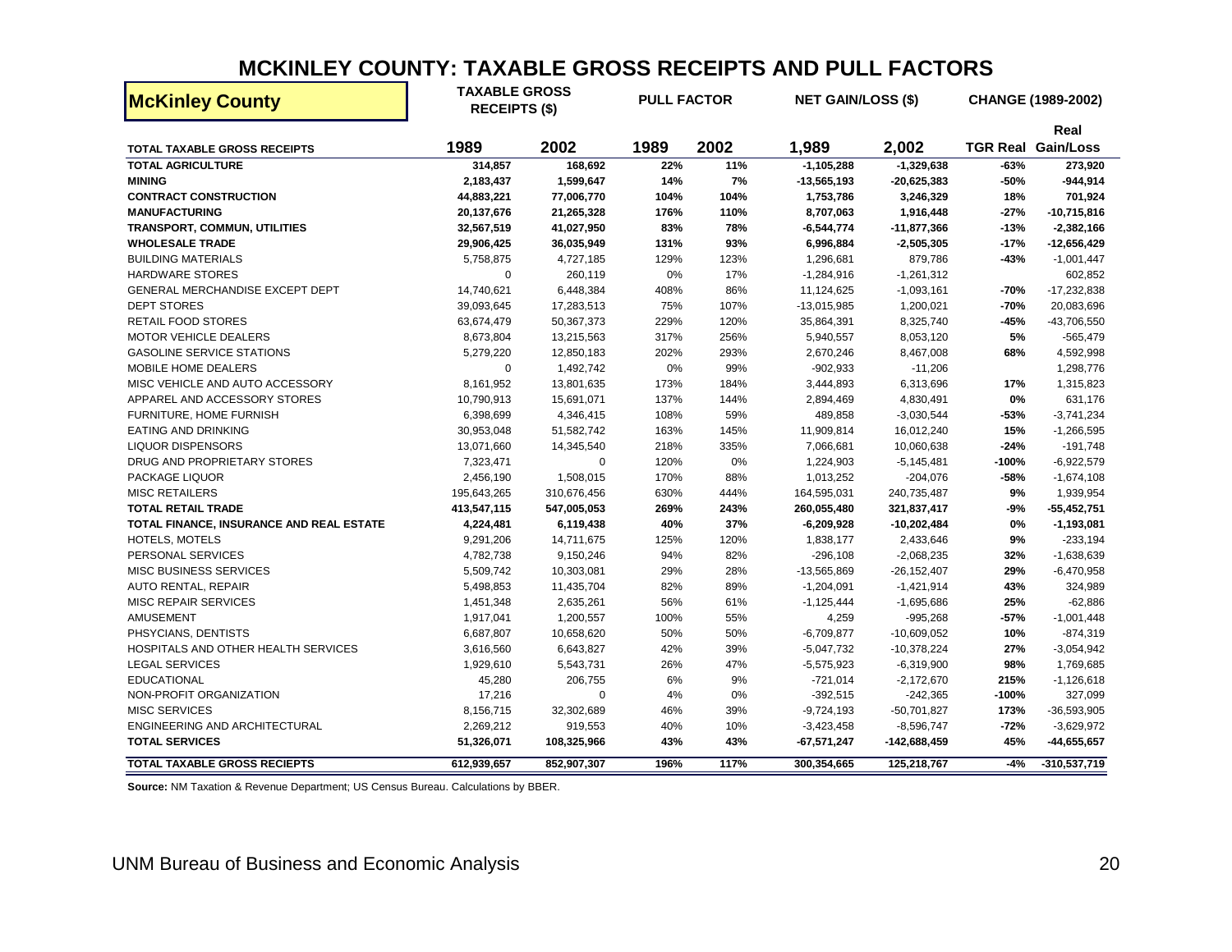# MCKINLEY COUNTY: TAXABLE GROSS RECEIPTS AND PULL FACTORS

| McKinley County | TAXABLE GROSS RECEIPTS ($) | | PULL FACTOR | | NET GAIN/LOSS ($) | | CHANGE (1989-2002) | |
|---|---|---|---|---|---|---|---|---|
| **TOTAL TAXABLE GROSS RECEIPTS** | **1989** | **2002** | **1989** | **2002** | **1,989** | **2,002** | **TGR Real** | **Real Gain/Loss** |
| **TOTAL AGRICULTURE** | **314,857** | **168,692** | **22%** | **11%** | **-1,105,288** | **-1,329,638** | **-63%** | **273,920** |
| **MINING** | **2,183,437** | **1,599,647** | **14%** | **7%** | **-13,565,193** | **-20,625,383** | **-50%** | **-944,914** |
| **CONTRACT CONSTRUCTION** | **44,883,221** | **77,006,770** | **104%** | **104%** | **1,753,786** | **3,246,329** | **18%** | **701,924** |
| **MANUFACTURING** | **20,137,676** | **21,265,328** | **176%** | **110%** | **8,707,063** | **1,916,448** | **-27%** | **-10,715,816** |
| **TRANSPORT, COMMUN, UTILITIES** | **32,567,519** | **41,027,950** | **83%** | **78%** | **-6,544,774** | **-11,877,366** | **-13%** | **-2,382,166** |
| **WHOLESALE TRADE** | **29,906,425** | **36,035,949** | **131%** | **93%** | **6,996,884** | **-2,505,305** | **-17%** | **-12,656,429** |
| BUILDING MATERIALS | 5,758,875 | 4,727,185 | 129% | 123% | 1,296,681 | 879,786 | **-43%** | -1,001,447 |
| HARDWARE STORES | 0 | 260,119 | 0% | 17% | -1,284,916 | -1,261,312 | | 602,852 |
| GENERAL MERCHANDISE EXCEPT DEPT | 14,740,621 | 6,448,384 | 408% | 86% | 11,124,625 | -1,093,161 | **-70%** | -17,232,838 |
| DEPT STORES | 39,093,645 | 17,283,513 | 75% | 107% | -13,015,985 | 1,200,021 | **-70%** | 20,083,696 |
| RETAIL FOOD STORES | 63,674,479 | 50,367,373 | 229% | 120% | 35,864,391 | 8,325,740 | **-45%** | -43,706,550 |
| MOTOR VEHICLE DEALERS | 8,673,804 | 13,215,563 | 317% | 256% | 5,940,557 | 8,053,120 | **5%** | -565,479 |
| GASOLINE SERVICE STATIONS | 5,279,220 | 12,850,183 | 202% | 293% | 2,670,246 | 8,467,008 | **68%** | 4,592,998 |
| MOBILE HOME DEALERS | 0 | 1,492,742 | 0% | 99% | -902,933 | -11,206 | | 1,298,776 |
| MISC VEHICLE AND AUTO ACCESSORY | 8,161,952 | 13,801,635 | 173% | 184% | 3,444,893 | 6,313,696 | **17%** | 1,315,823 |
| APPAREL AND ACCESSORY STORES | 10,790,913 | 15,691,071 | 137% | 144% | 2,894,469 | 4,830,491 | **0%** | 631,176 |
| FURNITURE, HOME FURNISH | 6,398,699 | 4,346,415 | 108% | 59% | 489,858 | -3,030,544 | **-53%** | -3,741,234 |
| EATING AND DRINKING | 30,953,048 | 51,582,742 | 163% | 145% | 11,909,814 | 16,012,240 | **15%** | -1,266,595 |
| LIQUOR DISPENSORS | 13,071,660 | 14,345,540 | 218% | 335% | 7,066,681 | 10,060,638 | **-24%** | -191,748 |
| DRUG AND PROPRIETARY STORES | 7,323,471 | 0 | 120% | 0% | 1,224,903 | -5,145,481 | **-100%** | -6,922,579 |
| PACKAGE LIQUOR | 2,456,190 | 1,508,015 | 170% | 88% | 1,013,252 | -204,076 | **-58%** | -1,674,108 |
| MISC RETAILERS | 195,643,265 | 310,676,456 | 630% | 444% | 164,595,031 | 240,735,487 | **9%** | 1,939,954 |
| **TOTAL RETAIL TRADE** | **413,547,115** | **547,005,053** | **269%** | **243%** | **260,055,480** | **321,837,417** | **-9%** | **-55,452,751** |
| **TOTAL FINANCE, INSURANCE AND REAL ESTATE** | **4,224,481** | **6,119,438** | **40%** | **37%** | **-6,209,928** | **-10,202,484** | **0%** | **-1,193,081** |
| HOTELS, MOTELS | 9,291,206 | 14,711,675 | 125% | 120% | 1,838,177 | 2,433,646 | **9%** | -233,194 |
| PERSONAL SERVICES | 4,782,738 | 9,150,246 | 94% | 82% | -296,108 | -2,068,235 | **32%** | -1,638,639 |
| MISC BUSINESS SERVICES | 5,509,742 | 10,303,081 | 29% | 28% | -13,565,869 | -26,152,407 | **29%** | -6,470,958 |
| AUTO RENTAL, REPAIR | 5,498,853 | 11,435,704 | 82% | 89% | -1,204,091 | -1,421,914 | **43%** | 324,989 |
| MISC REPAIR SERVICES | 1,451,348 | 2,635,261 | 56% | 61% | -1,125,444 | -1,695,686 | **25%** | -62,886 |
| AMUSEMENT | 1,917,041 | 1,200,557 | 100% | 55% | 4,259 | -995,268 | **-57%** | -1,001,448 |
| PHSYCIANS, DENTISTS | 6,687,807 | 10,658,620 | 50% | 50% | -6,709,877 | -10,609,052 | **10%** | -874,319 |
| HOSPITALS AND OTHER HEALTH SERVICES | 3,616,560 | 6,643,827 | 42% | 39% | -5,047,732 | -10,378,224 | **27%** | -3,054,942 |
| LEGAL SERVICES | 1,929,610 | 5,543,731 | 26% | 47% | -5,575,923 | -6,319,900 | **98%** | 1,769,685 |
| EDUCATIONAL | 45,280 | 206,755 | 6% | 9% | -721,014 | -2,172,670 | **215%** | -1,126,618 |
| NON-PROFIT ORGANIZATION | 17,216 | 0 | 4% | 0% | -392,515 | -242,365 | **-100%** | 327,099 |
| MISC SERVICES | 8,156,715 | 32,302,689 | 46% | 39% | -9,724,193 | -50,701,827 | **173%** | -36,593,905 |
| ENGINEERING AND ARCHITECTURAL | 2,269,212 | 919,553 | 40% | 10% | -3,423,458 | -8,596,747 | **-72%** | -3,629,972 |
| **TOTAL SERVICES** | **51,326,071** | **108,325,966** | **43%** | **43%** | **-67,571,247** | **-142,688,459** | **45%** | **-44,655,657** |
| **TOTAL TAXABLE GROSS RECIEPTS** | **612,939,657** | **852,907,307** | **196%** | **117%** | **300,354,665** | **125,218,767** | **-4%** | **-310,537,719** |

**Source:** NM Taxation & Revenue Department; US Census Bureau. Calculations by BBER.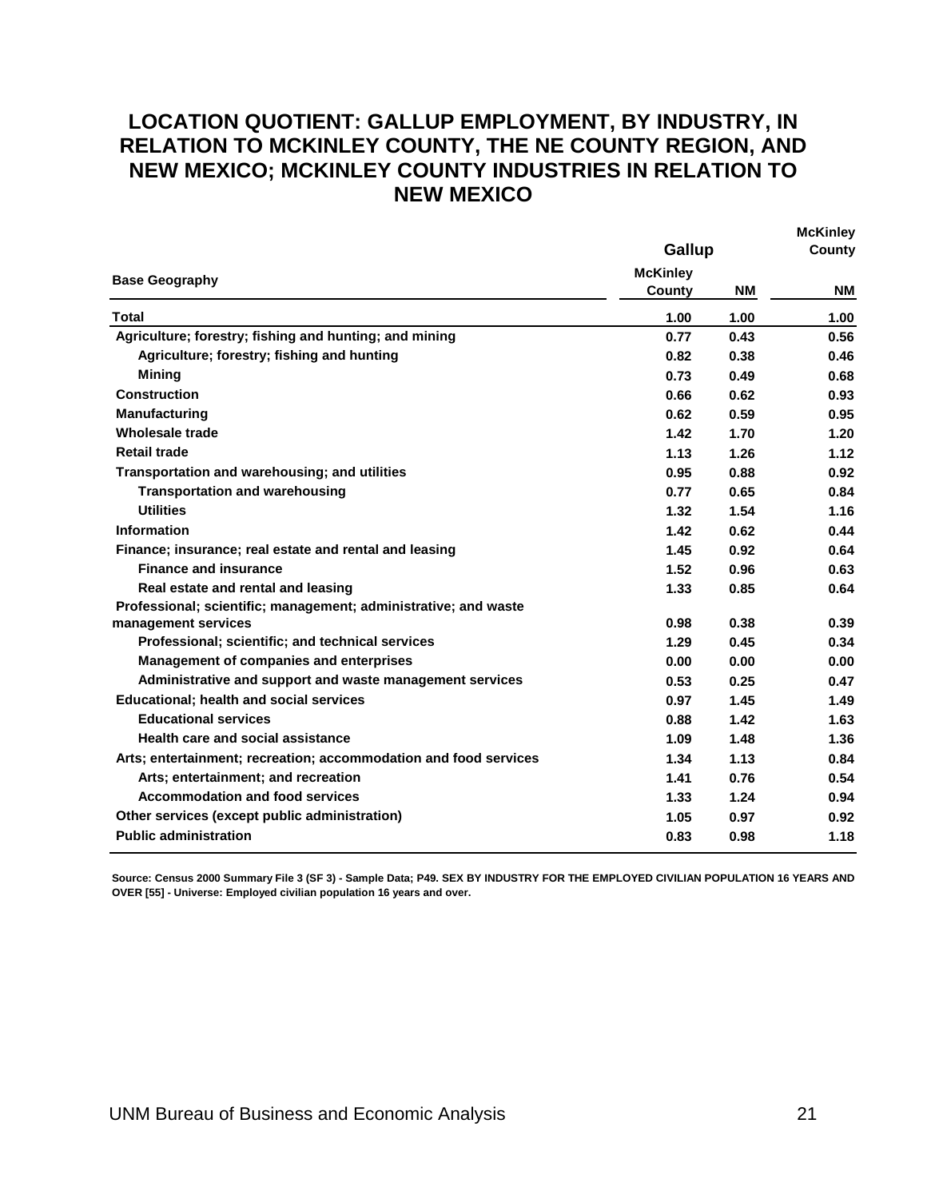# LOCATION QUOTIENT: GALLUP EMPLOYMENT, BY INDUSTRY, IN RELATION TO MCKINLEY COUNTY, THE NE COUNTY REGION, AND NEW MEXICO; MCKINLEY COUNTY INDUSTRIES IN RELATION TO NEW MEXICO

| | Gallup | | McKinley County |
|---|---|---|---|
| **Base Geography** | **McKinley County** | **NM** | **NM** |
| **Total** | 1.00 | 1.00 | 1.00 |
| Agriculture; forestry; fishing and hunting; and mining | 0.77 | 0.43 | 0.56 |
| Agriculture; forestry; fishing and hunting | 0.82 | 0.38 | 0.46 |
| Mining | 0.73 | 0.49 | 0.68 |
| Construction | 0.66 | 0.62 | 0.93 |
| Manufacturing | 0.62 | 0.59 | 0.95 |
| Wholesale trade | 1.42 | 1.70 | 1.20 |
| Retail trade | 1.13 | 1.26 | 1.12 |
| Transportation and warehousing; and utilities | 0.95 | 0.88 | 0.92 |
| Transportation and warehousing | 0.77 | 0.65 | 0.84 |
| Utilities | 1.32 | 1.54 | 1.16 |
| Information | 1.42 | 0.62 | 0.44 |
| Finance; insurance; real estate and rental and leasing | 1.45 | 0.92 | 0.64 |
| Finance and insurance | 1.52 | 0.96 | 0.63 |
| Real estate and rental and leasing | 1.33 | 0.85 | 0.64 |
| Professional; scientific; management; administrative; and waste management services | 0.98 | 0.38 | 0.39 |
| Professional; scientific; and technical services | 1.29 | 0.45 | 0.34 |
| Management of companies and enterprises | 0.00 | 0.00 | 0.00 |
| Administrative and support and waste management services | 0.53 | 0.25 | 0.47 |
| Educational; health and social services | 0.97 | 1.45 | 1.49 |
| Educational services | 0.88 | 1.42 | 1.63 |
| Health care and social assistance | 1.09 | 1.48 | 1.36 |
| Arts; entertainment; recreation; accommodation and food services | 1.34 | 1.13 | 0.84 |
| Arts; entertainment; and recreation | 1.41 | 0.76 | 0.54 |
| Accommodation and food services | 1.33 | 1.24 | 0.94 |
| Other services (except public administration) | 1.05 | 0.97 | 0.92 |
| Public administration | 0.83 | 0.98 | 1.18 |

Source: Census 2000 Summary File 3 (SF 3) - Sample Data; P49. SEX BY INDUSTRY FOR THE EMPLOYED CIVILIAN POPULATION 16 YEARS AND OVER [55] - Universe: Employed civilian population 16 years and over.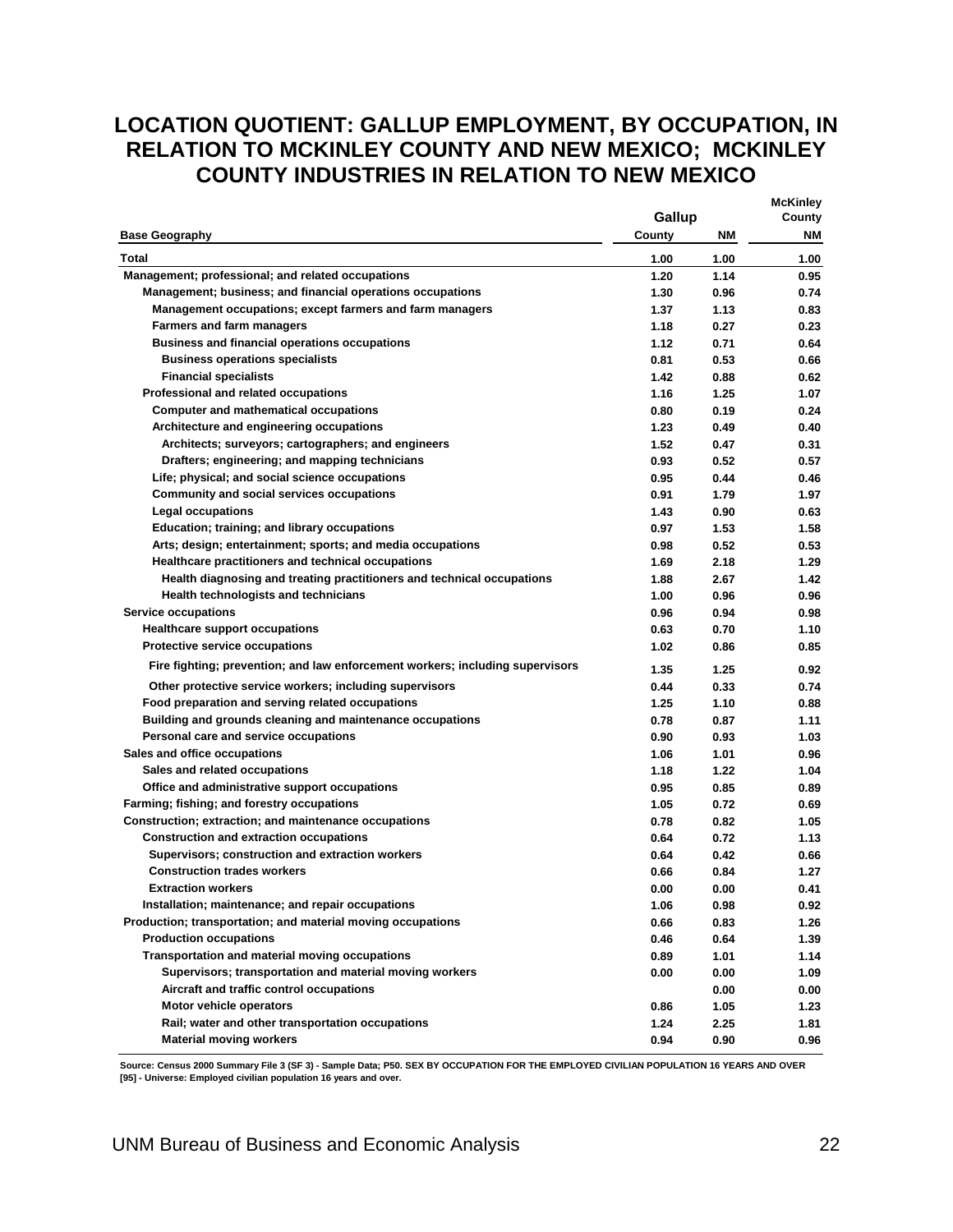# LOCATION QUOTIENT: GALLUP EMPLOYMENT, BY OCCUPATION, IN RELATION TO MCKINLEY COUNTY AND NEW MEXICO; MCKINLEY COUNTY INDUSTRIES IN RELATION TO NEW MEXICO

| | Gallup | | McKinley County |
|---|---|---|---|
| **Base Geography** | **County** | **NM** | **NM** |
| Total | 1.00 | 1.00 | 1.00 |
| Management; professional; and related occupations | 1.20 | 1.14 | 0.95 |
| Management; business; and financial operations occupations | 1.30 | 0.96 | 0.74 |
| Management occupations; except farmers and farm managers | 1.37 | 1.13 | 0.83 |
| Farmers and farm managers | 1.18 | 0.27 | 0.23 |
| Business and financial operations occupations | 1.12 | 0.71 | 0.64 |
| Business operations specialists | 0.81 | 0.53 | 0.66 |
| Financial specialists | 1.42 | 0.88 | 0.62 |
| Professional and related occupations | 1.16 | 1.25 | 1.07 |
| Computer and mathematical occupations | 0.80 | 0.19 | 0.24 |
| Architecture and engineering occupations | 1.23 | 0.49 | 0.40 |
| Architects; surveyors; cartographers; and engineers | 1.52 | 0.47 | 0.31 |
| Drafters; engineering; and mapping technicians | 0.93 | 0.52 | 0.57 |
| Life; physical; and social science occupations | 0.95 | 0.44 | 0.46 |
| Community and social services occupations | 0.91 | 1.79 | 1.97 |
| Legal occupations | 1.43 | 0.90 | 0.63 |
| Education; training; and library occupations | 0.97 | 1.53 | 1.58 |
| Arts; design; entertainment; sports; and media occupations | 0.98 | 0.52 | 0.53 |
| Healthcare practitioners and technical occupations | 1.69 | 2.18 | 1.29 |
| Health diagnosing and treating practitioners and technical occupations | 1.88 | 2.67 | 1.42 |
| Health technologists and technicians | 1.00 | 0.96 | 0.96 |
| Service occupations | 0.96 | 0.94 | 0.98 |
| Healthcare support occupations | 0.63 | 0.70 | 1.10 |
| Protective service occupations | 1.02 | 0.86 | 0.85 |
| Fire fighting; prevention; and law enforcement workers; including supervisors | 1.35 | 1.25 | 0.92 |
| Other protective service workers; including supervisors | 0.44 | 0.33 | 0.74 |
| Food preparation and serving related occupations | 1.25 | 1.10 | 0.88 |
| Building and grounds cleaning and maintenance occupations | 0.78 | 0.87 | 1.11 |
| Personal care and service occupations | 0.90 | 0.93 | 1.03 |
| Sales and office occupations | 1.06 | 1.01 | 0.96 |
| Sales and related occupations | 1.18 | 1.22 | 1.04 |
| Office and administrative support occupations | 0.95 | 0.85 | 0.89 |
| Farming; fishing; and forestry occupations | 1.05 | 0.72 | 0.69 |
| Construction; extraction; and maintenance occupations | 0.78 | 0.82 | 1.05 |
| Construction and extraction occupations | 0.64 | 0.72 | 1.13 |
| Supervisors; construction and extraction workers | 0.64 | 0.42 | 0.66 |
| Construction trades workers | 0.66 | 0.84 | 1.27 |
| Extraction workers | 0.00 | 0.00 | 0.41 |
| Installation; maintenance; and repair occupations | 1.06 | 0.98 | 0.92 |
| Production; transportation; and material moving occupations | 0.66 | 0.83 | 1.26 |
| Production occupations | 0.46 | 0.64 | 1.39 |
| Transportation and material moving occupations | 0.89 | 1.01 | 1.14 |
| Supervisors; transportation and material moving workers | 0.00 | 0.00 | 1.09 |
| Aircraft and traffic control occupations | | 0.00 | 0.00 |
| Motor vehicle operators | 0.86 | 1.05 | 1.23 |
| Rail; water and other transportation occupations | 1.24 | 2.25 | 1.81 |
| Material moving workers | 0.94 | 0.90 | 0.96 |

Source: Census 2000 Summary File 3 (SF 3) - Sample Data; P50. SEX BY OCCUPATION FOR THE EMPLOYED CIVILIAN POPULATION 16 YEARS AND OVER [95] - Universe: Employed civilian population 16 years and over.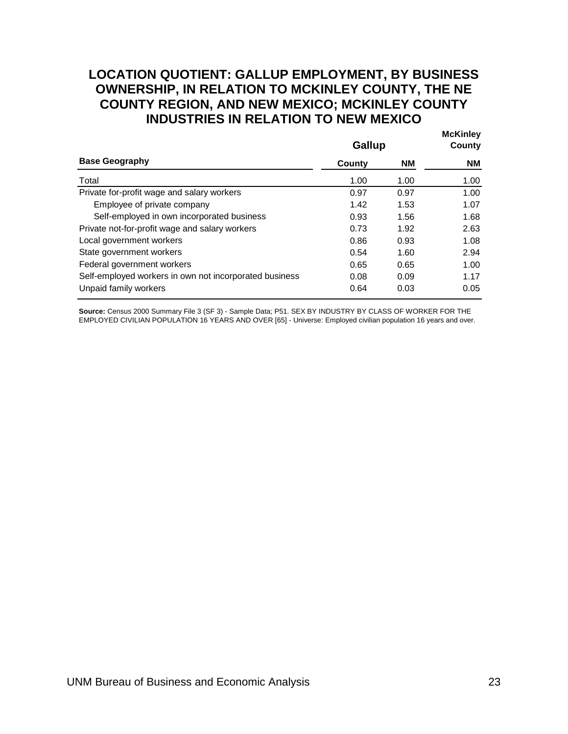## LOCATION QUOTIENT: GALLUP EMPLOYMENT, BY BUSINESS OWNERSHIP, IN RELATION TO MCKINLEY COUNTY, THE NE COUNTY REGION, AND NEW MEXICO; MCKINLEY COUNTY INDUSTRIES IN RELATION TO NEW MEXICO

| | Gallup | | McKinley County |
|---|---|---|---|
| **Base Geography** | **County** | **NM** | **NM** |
| Total | 1.00 | 1.00 | 1.00 |
| Private for-profit wage and salary workers | 0.97 | 0.97 | 1.00 |
| Employee of private company | 1.42 | 1.53 | 1.07 |
| Self-employed in own incorporated business | 0.93 | 1.56 | 1.68 |
| Private not-for-profit wage and salary workers | 0.73 | 1.92 | 2.63 |
| Local government workers | 0.86 | 0.93 | 1.08 |
| State government workers | 0.54 | 1.60 | 2.94 |
| Federal government workers | 0.65 | 0.65 | 1.00 |
| Self-employed workers in own not incorporated business | 0.08 | 0.09 | 1.17 |
| Unpaid family workers | 0.64 | 0.03 | 0.05 |

**Source:** Census 2000 Summary File 3 (SF 3) - Sample Data; P51. SEX BY INDUSTRY BY CLASS OF WORKER FOR THE EMPLOYED CIVILIAN POPULATION 16 YEARS AND OVER [65] - Universe: Employed civilian population 16 years and over.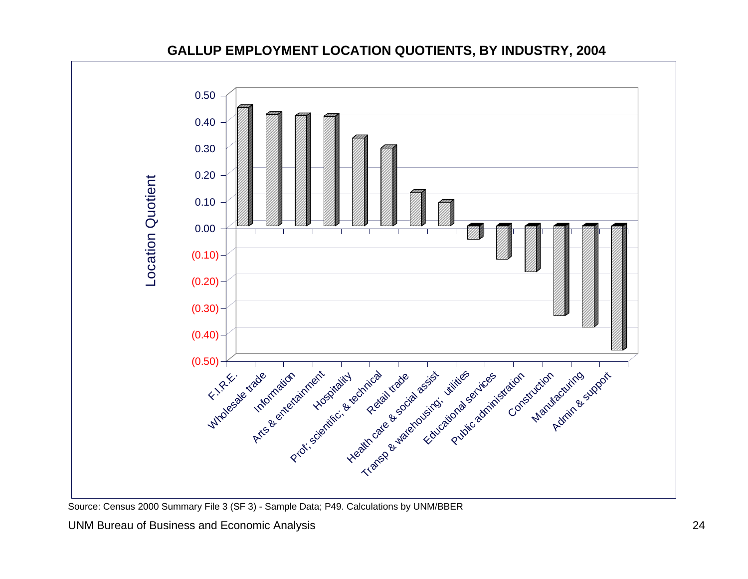# GALLUP EMPLOYMENT LOCATION QUOTIENTS, BY INDUSTRY, 2004

Location Quotient

0.50
0.40
0.30
0.20
0.10
0.00
(0.10)
(0.20)
(0.30)
(0.40)
(0.50)

F.I.R.E.
Wholesale trade
Information
Arts & entertainment
Hospitality
Prof; scientific; & technical
Retail trade
Health care & social assist
Transp & warehousing; utilities
Educational services
Public administration
Construction
Manufacturing
Admin & support

Source: Census 2000 Summary File 3 (SF 3) - Sample Data; P49. Calculations by UNM/BBER

UNM Bureau of Business and Economic Analysis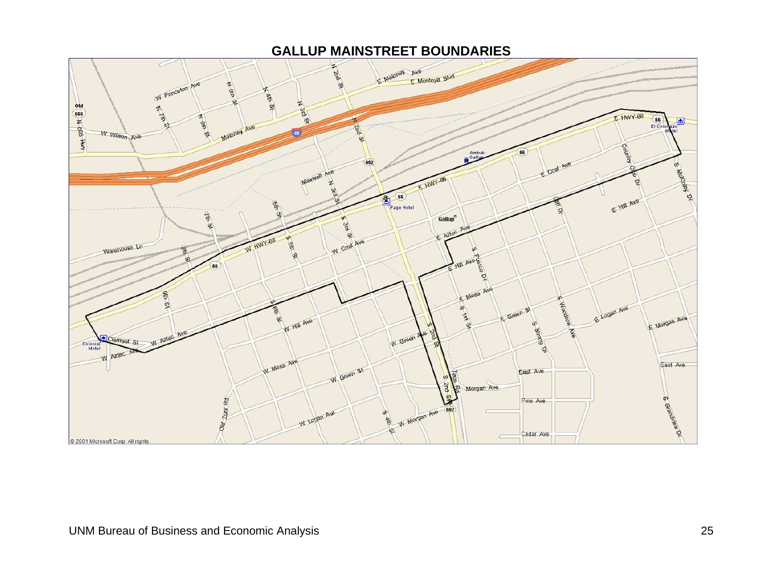# GALLUP MAINSTREET BOUNDARIES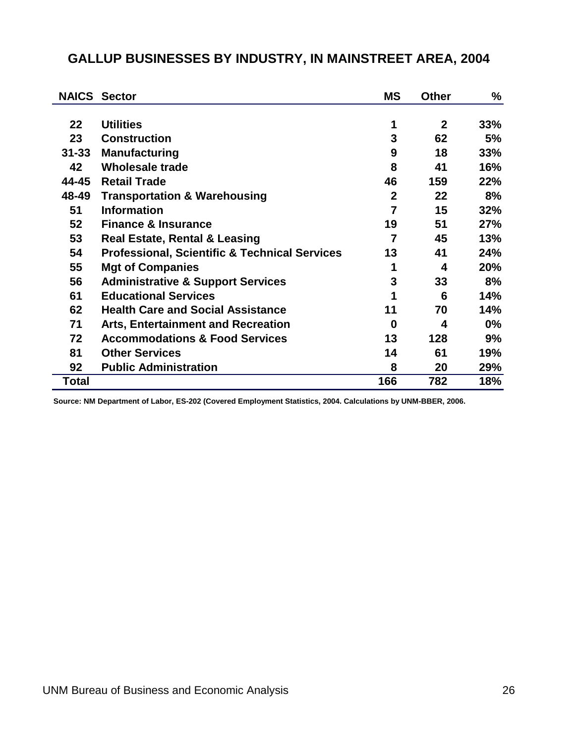## GALLUP BUSINESSES BY INDUSTRY, IN MAINSTREET AREA, 2004

| NAICS | Sector | MS | Other | % |
|---|---|---|---|---|
| 22 | Utilities | 1 | 2 | 33% |
| 23 | Construction | 3 | 62 | 5% |
| 31-33 | Manufacturing | 9 | 18 | 33% |
| 42 | Wholesale trade | 8 | 41 | 16% |
| 44-45 | Retail Trade | 46 | 159 | 22% |
| 48-49 | Transportation & Warehousing | 2 | 22 | 8% |
| 51 | Information | 7 | 15 | 32% |
| 52 | Finance & Insurance | 19 | 51 | 27% |
| 53 | Real Estate, Rental & Leasing | 7 | 45 | 13% |
| 54 | Professional, Scientific & Technical Services | 13 | 41 | 24% |
| 55 | Mgt of Companies | 1 | 4 | 20% |
| 56 | Administrative & Support Services | 3 | 33 | 8% |
| 61 | Educational Services | 1 | 6 | 14% |
| 62 | Health Care and Social Assistance | 11 | 70 | 14% |
| 71 | Arts, Entertainment and Recreation | 0 | 4 | 0% |
| 72 | Accommodations & Food Services | 13 | 128 | 9% |
| 81 | Other Services | 14 | 61 | 19% |
| 92 | Public Administration | 8 | 20 | 29% |
| **Total** | | **166** | **782** | **18%** |

Source: NM Department of Labor, ES-202 (Covered Employment Statistics, 2004. Calculations by UNM-BBER, 2006.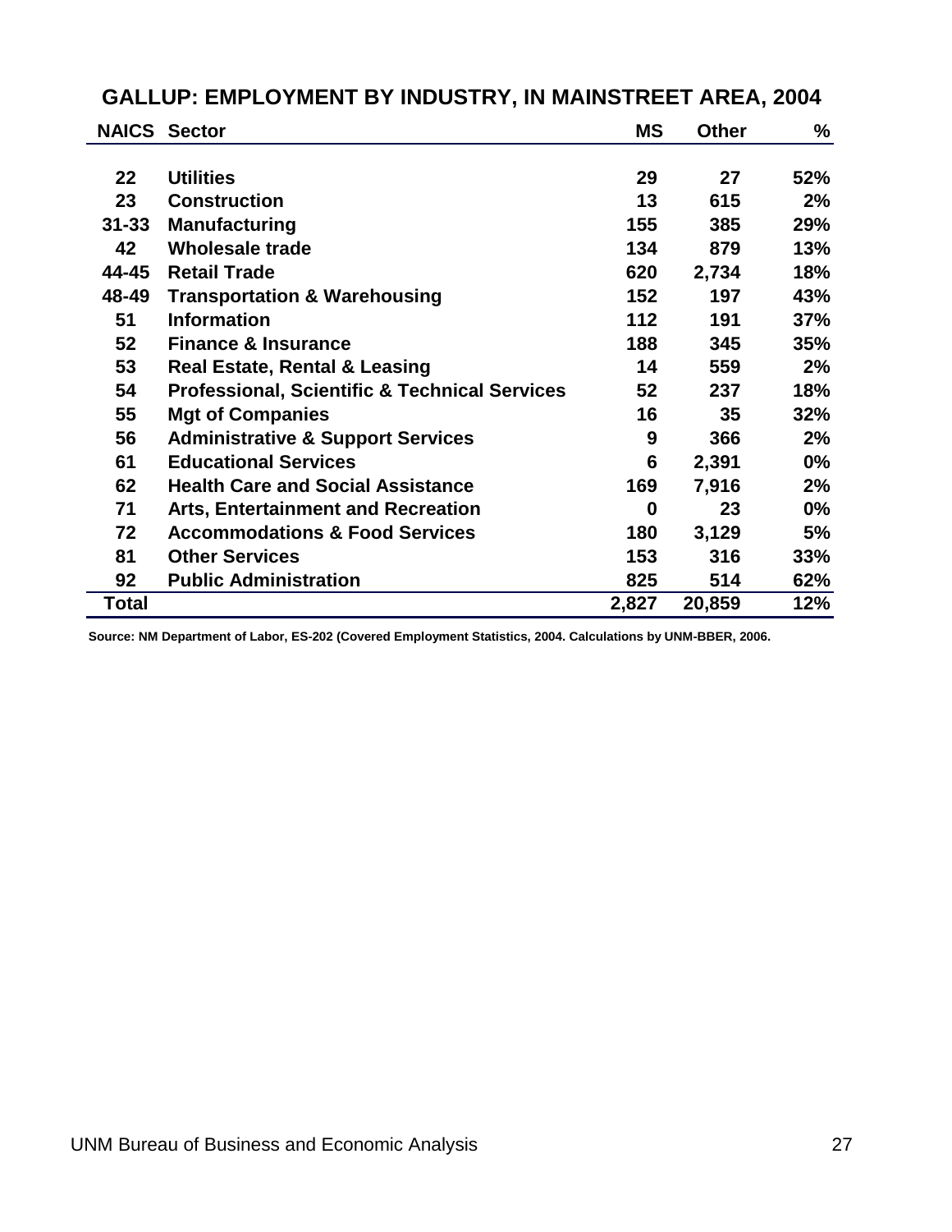## GALLUP: EMPLOYMENT BY INDUSTRY, IN MAINSTREET AREA, 2004

| NAICS | Sector | MS | Other | % |
|---|---|---|---|---|
| 22 | Utilities | 29 | 27 | 52% |
| 23 | Construction | 13 | 615 | 2% |
| 31-33 | Manufacturing | 155 | 385 | 29% |
| 42 | Wholesale trade | 134 | 879 | 13% |
| 44-45 | Retail Trade | 620 | 2,734 | 18% |
| 48-49 | Transportation & Warehousing | 152 | 197 | 43% |
| 51 | Information | 112 | 191 | 37% |
| 52 | Finance & Insurance | 188 | 345 | 35% |
| 53 | Real Estate, Rental & Leasing | 14 | 559 | 2% |
| 54 | Professional, Scientific & Technical Services | 52 | 237 | 18% |
| 55 | Mgt of Companies | 16 | 35 | 32% |
| 56 | Administrative & Support Services | 9 | 366 | 2% |
| 61 | Educational Services | 6 | 2,391 | 0% |
| 62 | Health Care and Social Assistance | 169 | 7,916 | 2% |
| 71 | Arts, Entertainment and Recreation | 0 | 23 | 0% |
| 72 | Accommodations & Food Services | 180 | 3,129 | 5% |
| 81 | Other Services | 153 | 316 | 33% |
| 92 | Public Administration | 825 | 514 | 62% |
| Total | | 2,827 | 20,859 | 12% |

Source: NM Department of Labor, ES-202 (Covered Employment Statistics, 2004. Calculations by UNM-BBER, 2006.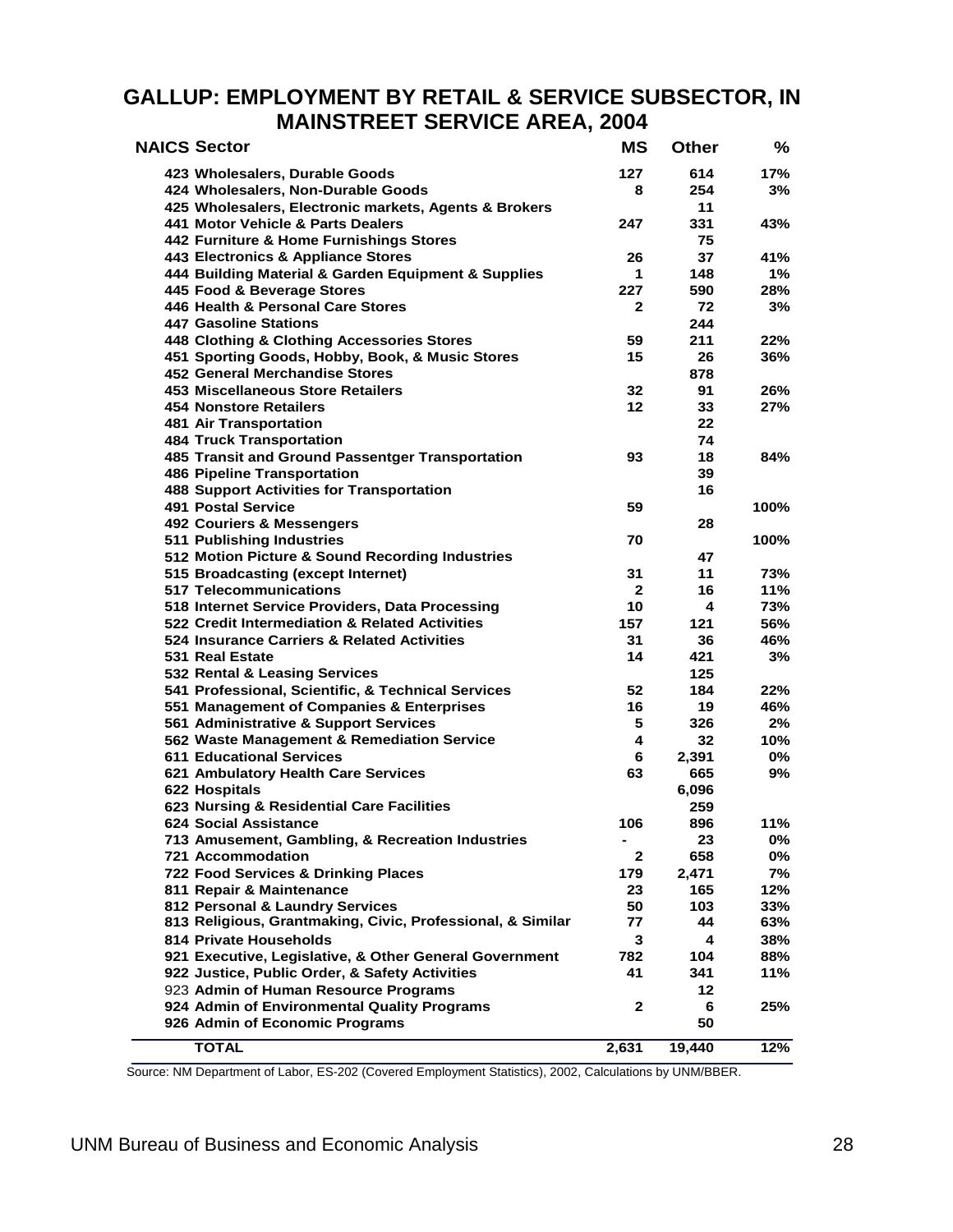## GALLUP: EMPLOYMENT BY RETAIL & SERVICE SUBSECTOR, IN MAINSTREET SERVICE AREA, 2004

| NAICS Sector | MS | Other | % |
|---|---|---|---|
| 423 Wholesalers, Durable Goods | 127 | 614 | 17% |
| 424 Wholesalers, Non-Durable Goods | 8 | 254 | 3% |
| 425 Wholesalers, Electronic markets, Agents & Brokers | | 11 | |
| 441 Motor Vehicle & Parts Dealers | 247 | 331 | 43% |
| 442 Furniture & Home Furnishings Stores | | 75 | |
| 443 Electronics & Appliance Stores | 26 | 37 | 41% |
| 444 Building Material & Garden Equipment & Supplies | 1 | 148 | 1% |
| 445 Food & Beverage Stores | 227 | 590 | 28% |
| 446 Health & Personal Care Stores | 2 | 72 | 3% |
| 447 Gasoline Stations | | 244 | |
| 448 Clothing & Clothing Accessories Stores | 59 | 211 | 22% |
| 451 Sporting Goods, Hobby, Book, & Music Stores | 15 | 26 | 36% |
| 452 General Merchandise Stores | | 878 | |
| 453 Miscellaneous Store Retailers | 32 | 91 | 26% |
| 454 Nonstore Retailers | 12 | 33 | 27% |
| 481 Air Transportation | | 22 | |
| 484 Truck Transportation | | 74 | |
| 485 Transit and Ground Passentger Transportation | 93 | 18 | 84% |
| 486 Pipeline Transportation | | 39 | |
| 488 Support Activities for Transportation | | 16 | |
| 491 Postal Service | 59 | | 100% |
| 492 Couriers & Messengers | | 28 | |
| 511 Publishing Industries | 70 | | 100% |
| 512 Motion Picture & Sound Recording Industries | | 47 | |
| 515 Broadcasting (except Internet) | 31 | 11 | 73% |
| 517 Telecommunications | 2 | 16 | 11% |
| 518 Internet Service Providers, Data Processing | 10 | 4 | 73% |
| 522 Credit Intermediation & Related Activities | 157 | 121 | 56% |
| 524 Insurance Carriers & Related Activities | 31 | 36 | 46% |
| 531 Real Estate | 14 | 421 | 3% |
| 532 Rental & Leasing Services | | 125 | |
| 541 Professional, Scientific, & Technical Services | 52 | 184 | 22% |
| 551 Management of Companies & Enterprises | 16 | 19 | 46% |
| 561 Administrative & Support Services | 5 | 326 | 2% |
| 562 Waste Management & Remediation Service | 4 | 32 | 10% |
| 611 Educational Services | 6 | 2,391 | 0% |
| 621 Ambulatory Health Care Services | 63 | 665 | 9% |
| 622 Hospitals | | 6,096 | |
| 623 Nursing & Residential Care Facilities | | 259 | |
| 624 Social Assistance | 106 | 896 | 11% |
| 713 Amusement, Gambling, & Recreation Industries | - | 23 | 0% |
| 721 Accommodation | 2 | 658 | 0% |
| 722 Food Services & Drinking Places | 179 | 2,471 | 7% |
| 811 Repair & Maintenance | 23 | 165 | 12% |
| 812 Personal & Laundry Services | 50 | 103 | 33% |
| 813 Religious, Grantmaking, Civic, Professional, & Similar | 77 | 44 | 63% |
| 814 Private Households | 3 | 4 | 38% |
| 921 Executive, Legislative, & Other General Government | 782 | 104 | 88% |
| 922 Justice, Public Order, & Safety Activities | 41 | 341 | 11% |
| 923 Admin of Human Resource Programs | | 12 | |
| 924 Admin of Environmental Quality Programs | 2 | 6 | 25% |
| 926 Admin of Economic Programs | | 50 | |
| **TOTAL** | **2,631** | **19,440** | **12%** |

Source: NM Department of Labor, ES-202 (Covered Employment Statistics), 2002, Calculations by UNM/BBER.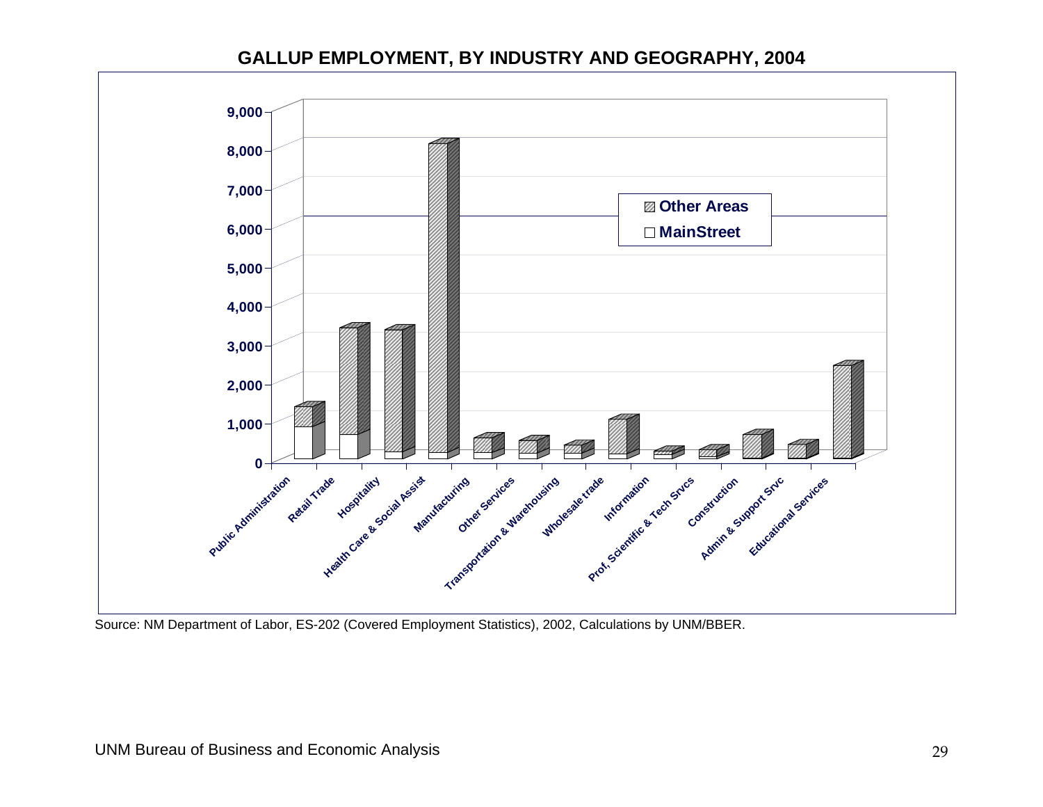## GALLUP EMPLOYMENT, BY INDUSTRY AND GEOGRAPHY, 2004

Other Areas
MainStreet

9,000
8,000
7,000
6,000
5,000
4,000
3,000
2,000
1,000
0

Public Administration
Retail Trade
Hospitality
Health Care & Social Assist
Manufacturing
Other Services
Transportation & Warehousing
Wholesale trade
Information
Prof, Scientific & Tech Srvcs
Construction
Admin & Support Srvc
Educational Services

Source: NM Department of Labor, ES-202 (Covered Employment Statistics), 2002, Calculations by UNM/BBER.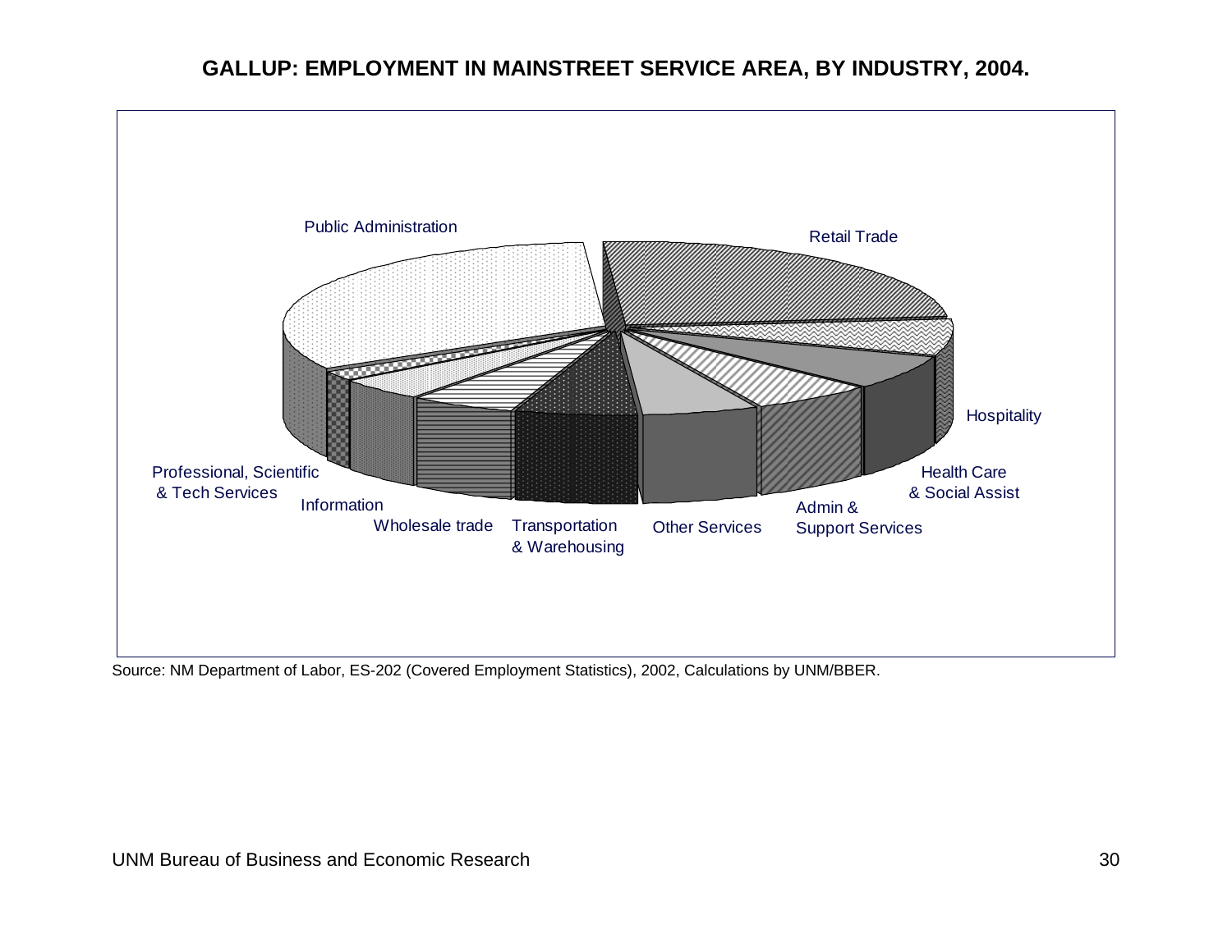**GALLUP: EMPLOYMENT IN MAINSTREET SERVICE AREA, BY INDUSTRY, 2004.**

Public Administration

Retail Trade

Hospitality

Health Care & Social Assist

Admin & Support Services

Other Services

Transportation & Warehousing

Wholesale trade

Information

Professional, Scientific & Tech Services

Source: NM Department of Labor, ES-202 (Covered Employment Statistics), 2002, Calculations by UNM/BBER.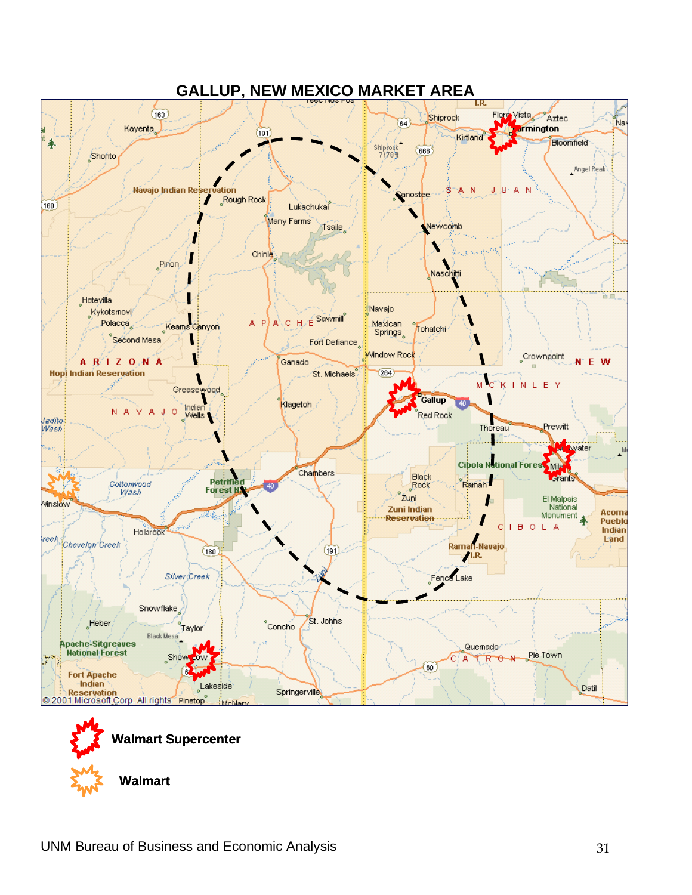## GALLUP, NEW MEXICO MARKET AREA

Walmart Supercenter

Walmart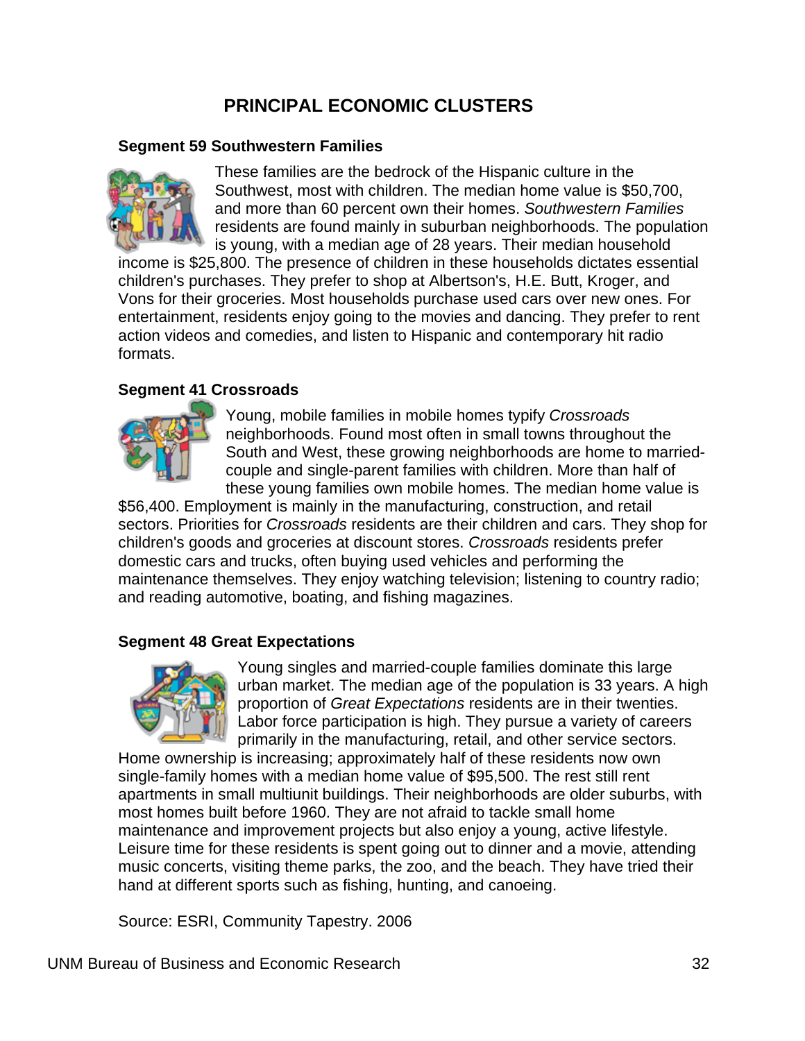# PRINCIPAL ECONOMIC CLUSTERS

### Segment 59 Southwestern Families

These families are the bedrock of the Hispanic culture in the Southwest, most with children. The median home value is $50,700, and more than 60 percent own their homes. *Southwestern Families* residents are found mainly in suburban neighborhoods. The population is young, with a median age of 28 years. Their median household income is $25,800. The presence of children in these households dictates essential children's purchases. They prefer to shop at Albertson's, H.E. Butt, Kroger, and Vons for their groceries. Most households purchase used cars over new ones. For entertainment, residents enjoy going to the movies and dancing. They prefer to rent action videos and comedies, and listen to Hispanic and contemporary hit radio formats.

### Segment 41 Crossroads

Young, mobile families in mobile homes typify *Crossroads* neighborhoods. Found most often in small towns throughout the South and West, these growing neighborhoods are home to married-couple and single-parent families with children. More than half of these young families own mobile homes. The median home value is $56,400. Employment is mainly in the manufacturing, construction, and retail sectors. Priorities for *Crossroads* residents are their children and cars. They shop for children's goods and groceries at discount stores. *Crossroads* residents prefer domestic cars and trucks, often buying used vehicles and performing the maintenance themselves. They enjoy watching television; listening to country radio; and reading automotive, boating, and fishing magazines.

### Segment 48 Great Expectations

Young singles and married-couple families dominate this large urban market. The median age of the population is 33 years. A high proportion of *Great Expectations* residents are in their twenties. Labor force participation is high. They pursue a variety of careers primarily in the manufacturing, retail, and other service sectors. Home ownership is increasing; approximately half of these residents now own single-family homes with a median home value of $95,500. The rest still rent apartments in small multiunit buildings. Their neighborhoods are older suburbs, with most homes built before 1960. They are not afraid to tackle small home maintenance and improvement projects but also enjoy a young, active lifestyle. Leisure time for these residents is spent going out to dinner and a movie, attending music concerts, visiting theme parks, the zoo, and the beach. They have tried their hand at different sports such as fishing, hunting, and canoeing.

Source: ESRI, Community Tapestry. 2006